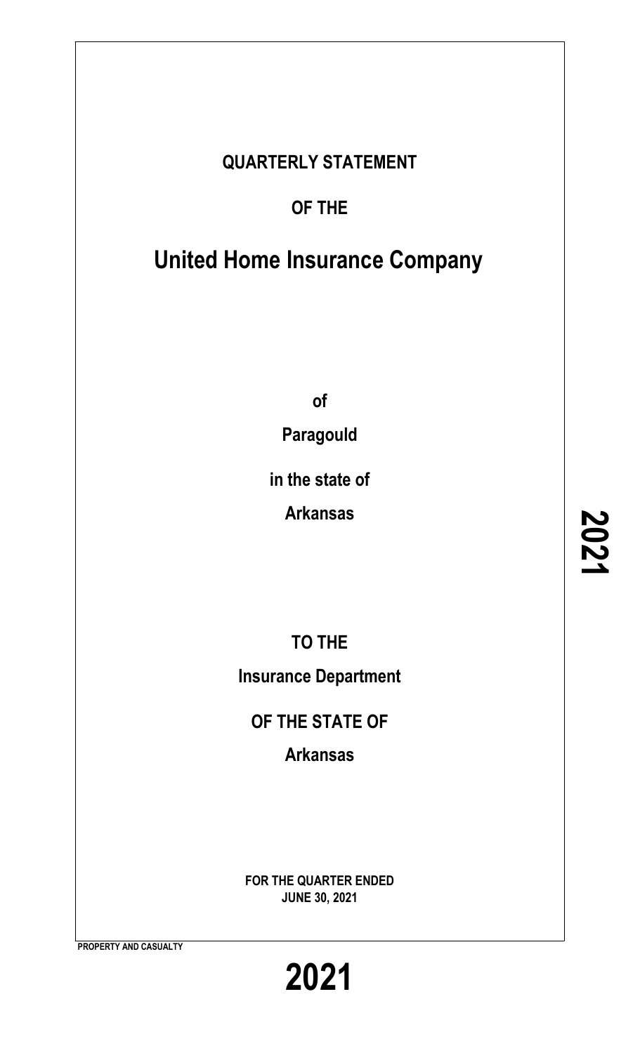# QUARTERLY STATEMENT

## OF THE

# United Home Insurance Company

**of**

**Paragould**

**in the state of**

**Arkansas**

**2021**

**TO THE**

**Insurance Department**

**OF THE STATE OF**

**Arkansas**

**FOR THE QUARTER ENDED**
**JUNE 30, 2021**

**PROPERTY AND CASUALTY**

# 2021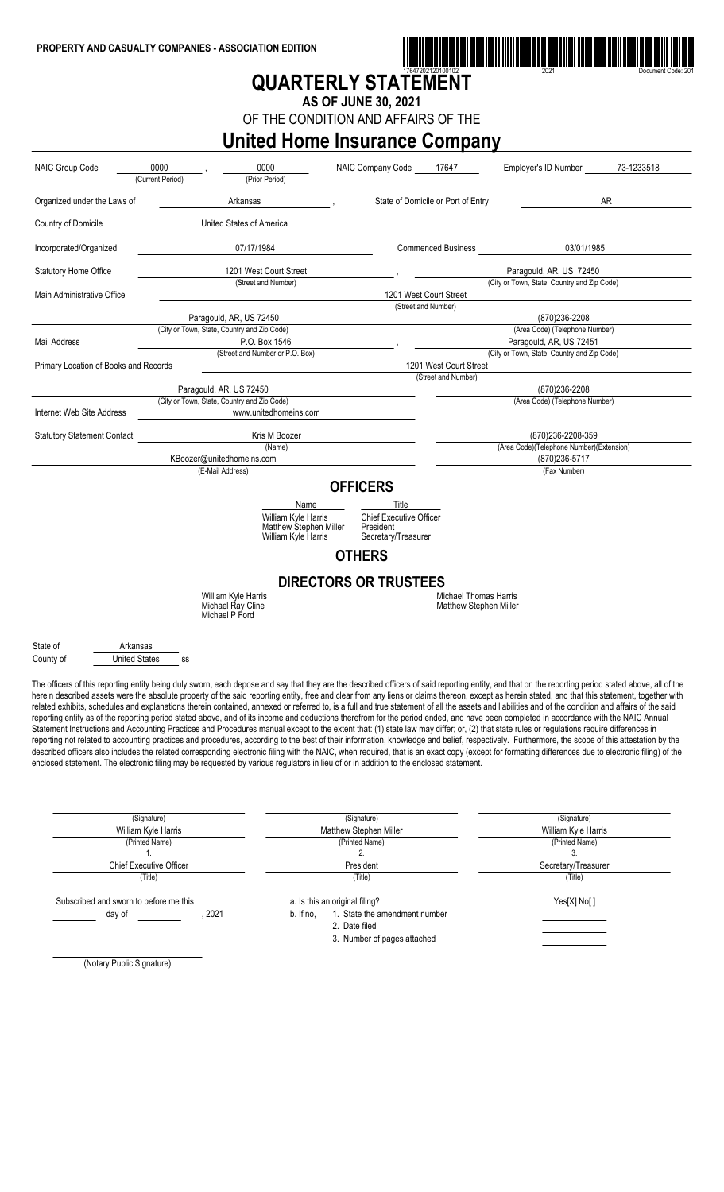PROPERTY AND CASUALTY COMPANIES - ASSOCIATION EDITION

17647202120100102 2021 Document Code: 201

# QUARTERLY STATEMENT

## AS OF JUNE 30, 2021

OF THE CONDITION AND AFFAIRS OF THE

# United Home Insurance Company

| | | | |
|---|---|---|---|
| NAIC Group Code | 0000 (Current Period), 0000 (Prior Period) | NAIC Company Code 17647 | Employer's ID Number 73-1233518 |
| Organized under the Laws of | Arkansas | State of Domicile or Port of Entry | AR |
| Country of Domicile | United States of America | | |
| Incorporated/Organized | 07/17/1984 | Commenced Business | 03/01/1985 |
| Statutory Home Office | 1201 West Court Street (Street and Number) | | Paragould, AR, US 72450 (City or Town, State, Country and Zip Code) |
| Main Administrative Office | 1201 West Court Street (Street and Number) | | |
| | Paragould, AR, US 72450 (City or Town, State, Country and Zip Code) | | (870)236-2208 (Area Code) (Telephone Number) |
| Mail Address | P.O. Box 1546 (Street and Number or P.O. Box) | | Paragould, AR, US 72451 (City or Town, State, Country and Zip Code) |
| Primary Location of Books and Records | 1201 West Court Street (Street and Number) | | |
| | Paragould, AR, US 72450 (City or Town, State, Country and Zip Code) | | (870)236-2208 (Area Code) (Telephone Number) |
| Internet Web Site Address | www.unitedhomeins.com | | |
| Statutory Statement Contact | Kris M Boozer (Name) | | (870)236-2208-359 (Area Code)(Telephone Number)(Extension) |
| | KBoozer@unitedhomeins.com (E-Mail Address) | | (870)236-5717 (Fax Number) |

## OFFICERS

| Name | Title |
|---|---|
| William Kyle Harris | Chief Executive Officer |
| Matthew Stephen Miller | President |
| William Kyle Harris | Secretary/Treasurer |

## OTHERS

## DIRECTORS OR TRUSTEES

William Kyle Harris
Michael Ray Cline
Michael P Ford
Michael Thomas Harris
Matthew Stephen Miller

State of Arkansas
County of United States ss

The officers of this reporting entity being duly sworn, each depose and say that they are the described officers of said reporting entity, and that on the reporting period stated above, all of the herein described assets were the absolute property of the said reporting entity, free and clear from any liens or claims thereon, except as herein stated, and that this statement, together with related exhibits, schedules and explanations therein contained, annexed or referred to, is a full and true statement of all the assets and liabilities and of the condition and affairs of the said reporting entity as of the reporting period stated above, and of its income and deductions therefrom for the period ended, and have been completed in accordance with the NAIC Annual Statement Instructions and Accounting Practices and Procedures manual except to the extent that: (1) state law may differ; or, (2) that state rules or regulations require differences in reporting not related to accounting practices and procedures, according to the best of their information, knowledge and belief, respectively. Furthermore, the scope of this attestation by the described officers also includes the related corresponding electronic filing with the NAIC, when required, that is an exact copy (except for formatting differences due to electronic filing) of the enclosed statement. The electronic filing may be requested by various regulators in lieu of or in addition to the enclosed statement.

| (Signature) | (Signature) | (Signature) |
|---|---|---|
| William Kyle Harris | Matthew Stephen Miller | William Kyle Harris |
| (Printed Name) | (Printed Name) | (Printed Name) |
| 1. | 2. | 3. |
| Chief Executive Officer | President | Secretary/Treasurer |
| (Title) | (Title) | (Title) |

Subscribed and sworn to before me this ______ day of ______, 2021

a. Is this an original filing? Yes[X] No[ ]

b. If no,
1. State the amendment number
2. Date filed
3. Number of pages attached

(Notary Public Signature)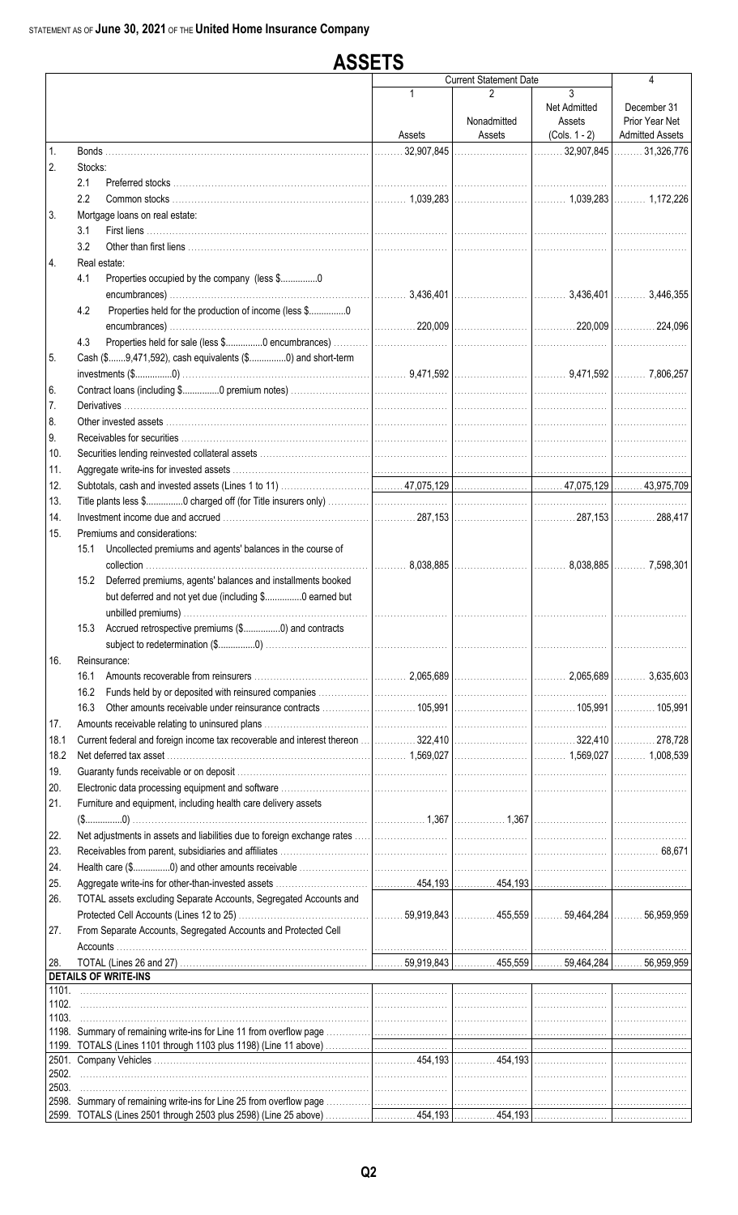STATEMENT AS OF **June 30, 2021** OF THE **United Home Insurance Company**

# ASSETS

| | | Current Statement Date | | | 4 |
|---|---|---|---|---|---|
| | | 1 | 2 | 3 | |
| | | Assets | Nonadmitted Assets | Net Admitted Assets (Cols. 1 - 2) | December 31 Prior Year Net Admitted Assets |
| 1. | Bonds | 32,907,845 | | 32,907,845 | 31,326,776 |
| 2. | Stocks: | | | | |
| | 2.1 Preferred stocks | | | | |
| | 2.2 Common stocks | 1,039,283 | | 1,039,283 | 1,172,226 |
| 3. | Mortgage loans on real estate: | | | | |
| | 3.1 First liens | | | | |
| | 3.2 Other than first liens | | | | |
| 4. | Real estate: | | | | |
| | 4.1 Properties occupied by the company (less $...............0 encumbrances) | 3,436,401 | | 3,436,401 | 3,446,355 |
| | 4.2 Properties held for the production of income (less $...............0 encumbrances) | 220,009 | | 220,009 | 224,096 |
| | 4.3 Properties held for sale (less $...............0 encumbrances) | | | | |
| 5. | Cash ($.......9,471,592), cash equivalents ($...............0) and short-term investments ($...............0) | 9,471,592 | | 9,471,592 | 7,806,257 |
| 6. | Contract loans (including $...............0 premium notes) | | | | |
| 7. | Derivatives | | | | |
| 8. | Other invested assets | | | | |
| 9. | Receivables for securities | | | | |
| 10. | Securities lending reinvested collateral assets | | | | |
| 11. | Aggregate write-ins for invested assets | | | | |
| 12. | Subtotals, cash and invested assets (Lines 1 to 11) | 47,075,129 | | 47,075,129 | 43,975,709 |
| 13. | Title plants less $...............0 charged off (for Title insurers only) | | | | |
| 14. | Investment income due and accrued | 287,153 | | 287,153 | 288,417 |
| 15. | Premiums and considerations: | | | | |
| | 15.1 Uncollected premiums and agents' balances in the course of collection | 8,038,885 | | 8,038,885 | 7,598,301 |
| | 15.2 Deferred premiums, agents' balances and installments booked but deferred and not yet due (including $...............0 earned but unbilled premiums) | | | | |
| | 15.3 Accrued retrospective premiums ($...............0) and contracts subject to redetermination ($...............0) | | | | |
| 16. | Reinsurance: | | | | |
| | 16.1 Amounts recoverable from reinsurers | 2,065,689 | | 2,065,689 | 3,635,603 |
| | 16.2 Funds held by or deposited with reinsured companies | | | | |
| | 16.3 Other amounts receivable under reinsurance contracts | 105,991 | | 105,991 | 105,991 |
| 17. | Amounts receivable relating to uninsured plans | | | | |
| 18.1 | Current federal and foreign income tax recoverable and interest thereon | 322,410 | | 322,410 | 278,728 |
| 18.2 | Net deferred tax asset | 1,569,027 | | 1,569,027 | 1,008,539 |
| 19. | Guaranty funds receivable or on deposit | | | | |
| 20. | Electronic data processing equipment and software | | | | |
| 21. | Furniture and equipment, including health care delivery assets ($...............0) | 1,367 | 1,367 | | |
| 22. | Net adjustments in assets and liabilities due to foreign exchange rates | | | | |
| 23. | Receivables from parent, subsidiaries and affiliates | | | | 68,671 |
| 24. | Health care ($...............0) and other amounts receivable | | | | |
| 25. | Aggregate write-ins for other-than-invested assets | 454,193 | 454,193 | | |
| 26. | TOTAL assets excluding Separate Accounts, Segregated Accounts and Protected Cell Accounts (Lines 12 to 25) | 59,919,843 | 455,559 | 59,464,284 | 56,959,959 |
| 27. | From Separate Accounts, Segregated Accounts and Protected Cell Accounts | | | | |
| 28. | TOTAL (Lines 26 and 27) | 59,919,843 | 455,559 | 59,464,284 | 56,959,959 |
| | **DETAILS OF WRITE-INS** | | | | |
| 1101. | | | | | |
| 1102. | | | | | |
| 1103. | | | | | |
| 1198. | Summary of remaining write-ins for Line 11 from overflow page | | | | |
| 1199. | TOTALS (Lines 1101 through 1103 plus 1198) (Line 11 above) | | | | |
| 2501. | Company Vehicles | 454,193 | 454,193 | | |
| 2502. | | | | | |
| 2503. | | | | | |
| 2598. | Summary of remaining write-ins for Line 25 from overflow page | | | | |
| 2599. | TOTALS (Lines 2501 through 2503 plus 2598) (Line 25 above) | 454,193 | 454,193 | | |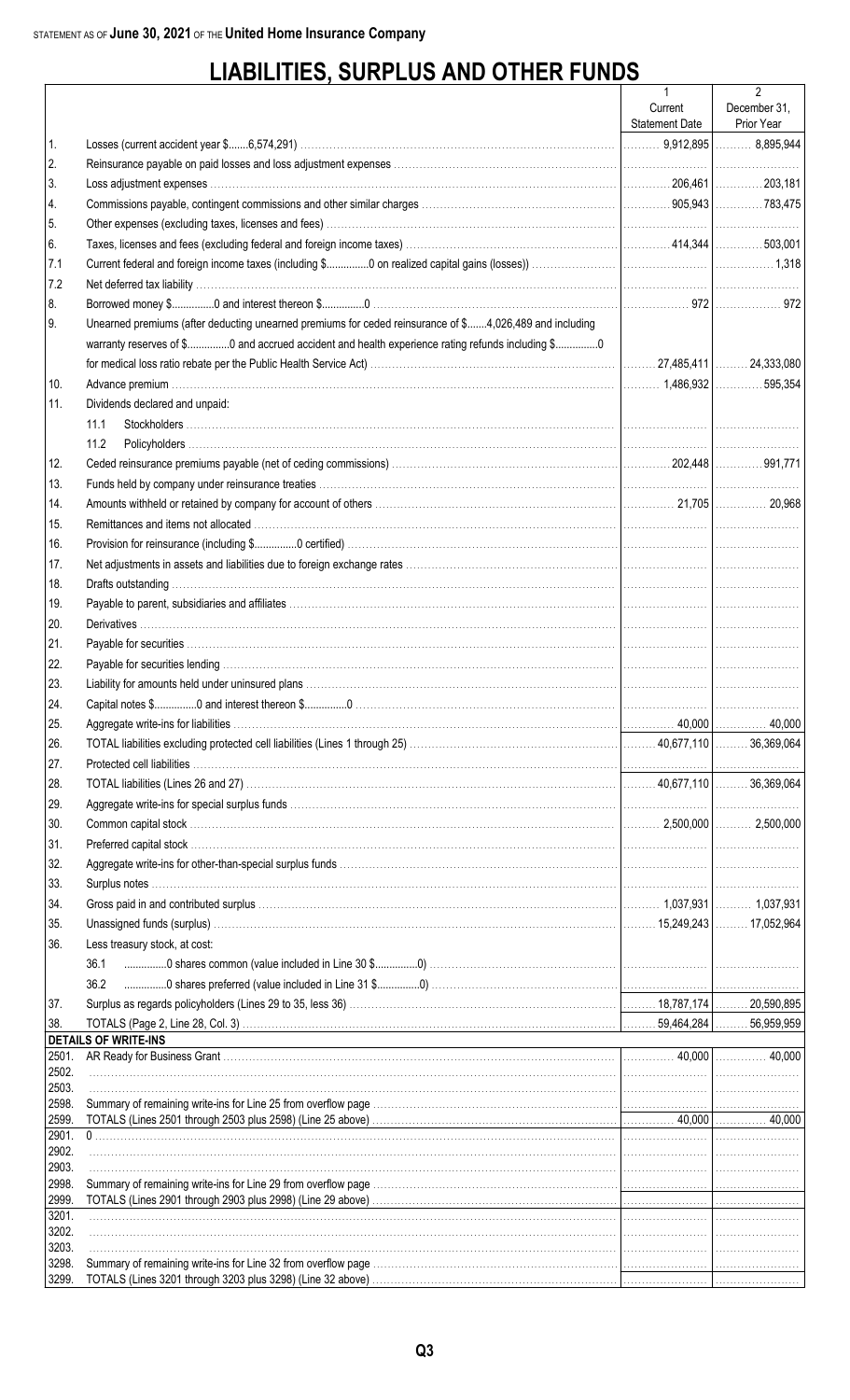STATEMENT AS OF **June 30, 2021** OF THE **United Home Insurance Company**

# LIABILITIES, SURPLUS AND OTHER FUNDS

| | | 1<br>Current<br>Statement Date | 2<br>December 31,<br>Prior Year |
|---|---|---|---|
| 1. | Losses (current accident year $.......6,574,291) | 9,912,895 | 8,895,944 |
| 2. | Reinsurance payable on paid losses and loss adjustment expenses | | |
| 3. | Loss adjustment expenses | 206,461 | 203,181 |
| 4. | Commissions payable, contingent commissions and other similar charges | 905,943 | 783,475 |
| 5. | Other expenses (excluding taxes, licenses and fees) | | |
| 6. | Taxes, licenses and fees (excluding federal and foreign income taxes) | 414,344 | 503,001 |
| 7.1 | Current federal and foreign income taxes (including $..............0 on realized capital gains (losses)) | | 1,318 |
| 7.2 | Net deferred tax liability | | |
| 8. | Borrowed money $..............0 and interest thereon $..............0 | 972 | 972 |
| 9. | Unearned premiums (after deducting unearned premiums for ceded reinsurance of $.......4,026,489 and including warranty reserves of $..............0 and accrued accident and health experience rating refunds including $..............0 for medical loss ratio rebate per the Public Health Service Act) | 27,485,411 | 24,333,080 |
| 10. | Advance premium | 1,486,932 | 595,354 |
| 11. | Dividends declared and unpaid: | | |
| | 11.1 Stockholders | | |
| | 11.2 Policyholders | | |
| 12. | Ceded reinsurance premiums payable (net of ceding commissions) | 202,448 | 991,771 |
| 13. | Funds held by company under reinsurance treaties | | |
| 14. | Amounts withheld or retained by company for account of others | 21,705 | 20,968 |
| 15. | Remittances and items not allocated | | |
| 16. | Provision for reinsurance (including $..............0 certified) | | |
| 17. | Net adjustments in assets and liabilities due to foreign exchange rates | | |
| 18. | Drafts outstanding | | |
| 19. | Payable to parent, subsidiaries and affiliates | | |
| 20. | Derivatives | | |
| 21. | Payable for securities | | |
| 22. | Payable for securities lending | | |
| 23. | Liability for amounts held under uninsured plans | | |
| 24. | Capital notes $..............0 and interest thereon $..............0 | | |
| 25. | Aggregate write-ins for liabilities | 40,000 | 40,000 |
| 26. | TOTAL liabilities excluding protected cell liabilities (Lines 1 through 25) | 40,677,110 | 36,369,064 |
| 27. | Protected cell liabilities | | |
| 28. | TOTAL liabilities (Lines 26 and 27) | 40,677,110 | 36,369,064 |
| 29. | Aggregate write-ins for special surplus funds | | |
| 30. | Common capital stock | 2,500,000 | 2,500,000 |
| 31. | Preferred capital stock | | |
| 32. | Aggregate write-ins for other-than-special surplus funds | | |
| 33. | Surplus notes | | |
| 34. | Gross paid in and contributed surplus | 1,037,931 | 1,037,931 |
| 35. | Unassigned funds (surplus) | 15,249,243 | 17,052,964 |
| 36. | Less treasury stock, at cost: | | |
| | 36.1 ..............0 shares common (value included in Line 30 $..............0) | | |
| | 36.2 ..............0 shares preferred (value included in Line 31 $..............0) | | |
| 37. | Surplus as regards policyholders (Lines 29 to 35, less 36) | 18,787,174 | 20,590,895 |
| 38. | TOTALS (Page 2, Line 28, Col. 3) | 59,464,284 | 56,959,959 |
| | **DETAILS OF WRITE-INS** | | |
| 2501. | AR Ready for Business Grant | 40,000 | 40,000 |
| 2502. | | | |
| 2503. | | | |
| 2598. | Summary of remaining write-ins for Line 25 from overflow page | | |
| 2599. | TOTALS (Lines 2501 through 2503 plus 2598) (Line 25 above) | 40,000 | 40,000 |
| 2901. | 0 | | |
| 2902. | | | |
| 2903. | | | |
| 2998. | Summary of remaining write-ins for Line 29 from overflow page | | |
| 2999. | TOTALS (Lines 2901 through 2903 plus 2998) (Line 29 above) | | |
| 3201. | | | |
| 3202. | | | |
| 3203. | | | |
| 3298. | Summary of remaining write-ins for Line 32 from overflow page | | |
| 3299. | TOTALS (Lines 3201 through 3203 plus 3298) (Line 32 above) | | |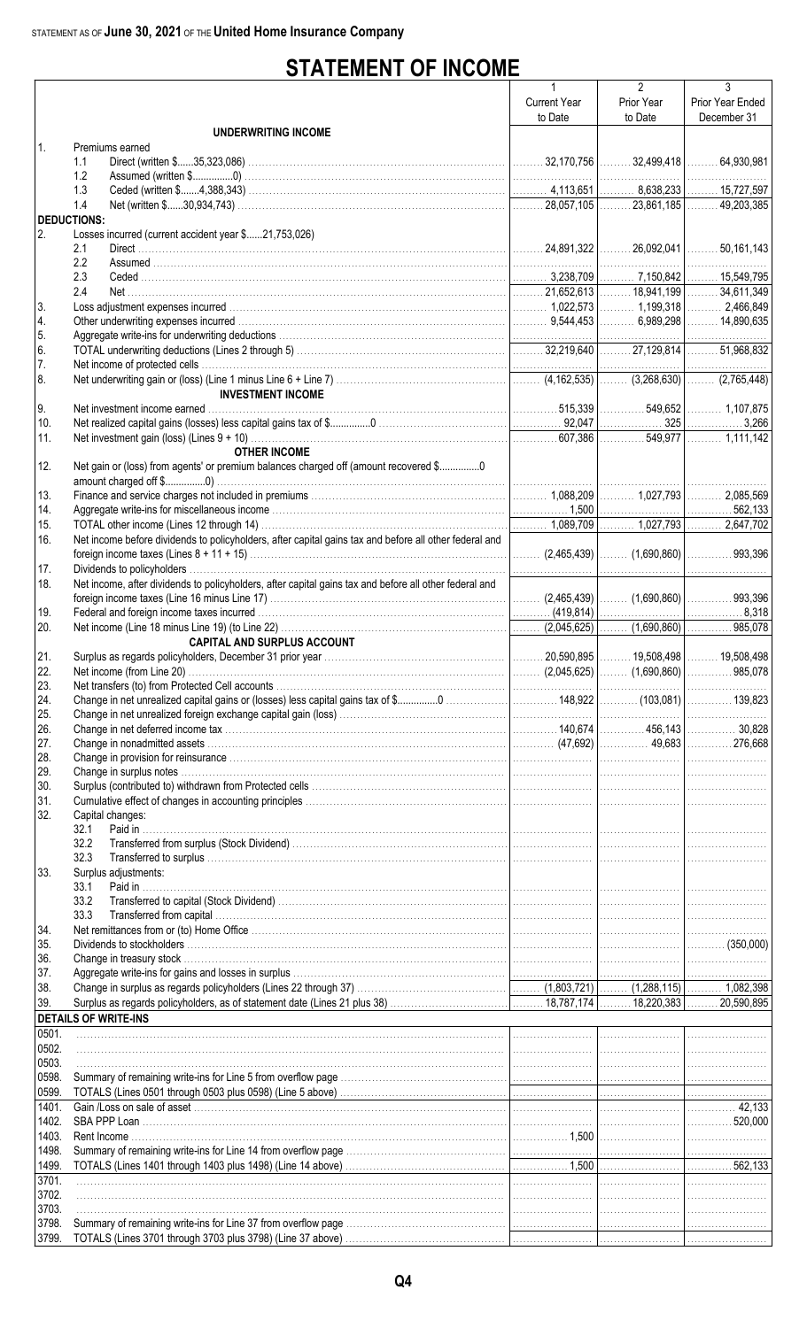STATEMENT AS OF **June 30, 2021** OF THE **United Home Insurance Company**

# STATEMENT OF INCOME

| | | 1<br>Current Year<br>to Date | 2<br>Prior Year<br>to Date | 3<br>Prior Year Ended<br>December 31 |
|---|---|---|---|---|
| | **UNDERWRITING INCOME** | | | |
| 1. | Premiums earned | | | |
| | 1.1 Direct (written $......35,323,086) | 32,170,756 | 32,499,418 | 64,930,981 |
| | 1.2 Assumed (written $................0) | | | |
| | 1.3 Ceded (written $.......4,388,343) | 4,113,651 | 8,638,233 | 15,727,597 |
| | 1.4 Net (written $......30,934,743) | 28,057,105 | 23,861,185 | 49,203,385 |
| | **DEDUCTIONS:** | | | |
| 2. | Losses incurred (current accident year $......21,753,026) | | | |
| | 2.1 Direct | 24,891,322 | 26,092,041 | 50,161,143 |
| | 2.2 Assumed | | | |
| | 2.3 Ceded | 3,238,709 | 7,150,842 | 15,549,795 |
| | 2.4 Net | 21,652,613 | 18,941,199 | 34,611,349 |
| 3. | Loss adjustment expenses incurred | 1,022,573 | 1,199,318 | 2,466,849 |
| 4. | Other underwriting expenses incurred | 9,544,453 | 6,989,298 | 14,890,635 |
| 5. | Aggregate write-ins for underwriting deductions | | | |
| 6. | TOTAL underwriting deductions (Lines 2 through 5) | 32,219,640 | 27,129,814 | 51,968,832 |
| 7. | Net income of protected cells | | | |
| 8. | Net underwriting gain or (loss) (Line 1 minus Line 6 + Line 7) | (4,162,535) | (3,268,630) | (2,765,448) |
| | **INVESTMENT INCOME** | | | |
| 9. | Net investment income earned | 515,339 | 549,652 | 1,107,875 |
| 10. | Net realized capital gains (losses) less capital gains tax of $................0 | 92,047 | 325 | 3,266 |
| 11. | Net investment gain (loss) (Lines 9 + 10) | 607,386 | 549,977 | 1,111,142 |
| | **OTHER INCOME** | | | |
| 12. | Net gain or (loss) from agents' or premium balances charged off (amount recovered $...............0 amount charged off $..............0) | | | |
| 13. | Finance and service charges not included in premiums | 1,088,209 | 1,027,793 | 2,085,569 |
| 14. | Aggregate write-ins for miscellaneous income | 1,500 | | 562,133 |
| 15. | TOTAL other income (Lines 12 through 14) | 1,089,709 | 1,027,793 | 2,647,702 |
| 16. | Net income before dividends to policyholders, after capital gains tax and before all other federal and foreign income taxes (Lines 8 + 11 + 15) | (2,465,439) | (1,690,860) | 993,396 |
| 17. | Dividends to policyholders | | | |
| 18. | Net income, after dividends to policyholders, after capital gains tax and before all other federal and foreign income taxes (Line 16 minus Line 17) | (2,465,439) | (1,690,860) | 993,396 |
| 19. | Federal and foreign income taxes incurred | (419,814) | | 8,318 |
| 20. | Net income (Line 18 minus Line 19) (to Line 22) | (2,045,625) | (1,690,860) | 985,078 |
| | **CAPITAL AND SURPLUS ACCOUNT** | | | |
| 21. | Surplus as regards policyholders, December 31 prior year | 20,590,895 | 19,508,498 | 19,508,498 |
| 22. | Net income (from Line 20) | (2,045,625) | (1,690,860) | 985,078 |
| 23. | Net transfers (to) from Protected Cell accounts | | | |
| 24. | Change in net unrealized capital gains or (losses) less capital gains tax of $..............0 | 148,922 | (103,081) | 139,823 |
| 25. | Change in net unrealized foreign exchange capital gain (loss) | | | |
| 26. | Change in net deferred income tax | 140,674 | 456,143 | 30,828 |
| 27. | Change in nonadmitted assets | (47,692) | 49,683 | 276,668 |
| 28. | Change in provision for reinsurance | | | |
| 29. | Change in surplus notes | | | |
| 30. | Surplus (contributed to) withdrawn from Protected cells | | | |
| 31. | Cumulative effect of changes in accounting principles | | | |
| 32. | Capital changes: | | | |
| | 32.1 Paid in | | | |
| | 32.2 Transferred from surplus (Stock Dividend) | | | |
| | 32.3 Transferred to surplus | | | |
| 33. | Surplus adjustments: | | | |
| | 33.1 Paid in | | | |
| | 33.2 Transferred to capital (Stock Dividend) | | | |
| | 33.3 Transferred from capital | | | |
| 34. | Net remittances from or (to) Home Office | | | |
| 35. | Dividends to stockholders | | | (350,000) |
| 36. | Change in treasury stock | | | |
| 37. | Aggregate write-ins for gains and losses in surplus | | | |
| 38. | Change in surplus as regards policyholders (Lines 22 through 37) | (1,803,721) | (1,288,115) | 1,082,398 |
| 39. | Surplus as regards policyholders, as of statement date (Lines 21 plus 38) | 18,787,174 | 18,220,383 | 20,590,895 |
| | **DETAILS OF WRITE-INS** | | | |
| 0501. | | | | |
| 0502. | | | | |
| 0503. | | | | |
| 0598. | Summary of remaining write-ins for Line 5 from overflow page | | | |
| 0599. | TOTALS (Lines 0501 through 0503 plus 0598) (Line 5 above) | | | |
| 1401. | Gain /Loss on sale of asset | | | 42,133 |
| 1402. | SBA PPP Loan | | | 520,000 |
| 1403. | Rent Income | 1,500 | | |
| 1498. | Summary of remaining write-ins for Line 14 from overflow page | | | |
| 1499. | TOTALS (Lines 1401 through 1403 plus 1498) (Line 14 above) | 1,500 | | 562,133 |
| 3701. | | | | |
| 3702. | | | | |
| 3703. | | | | |
| 3798. | Summary of remaining write-ins for Line 37 from overflow page | | | |
| 3799. | TOTALS (Lines 3701 through 3703 plus 3798) (Line 37 above) | | | |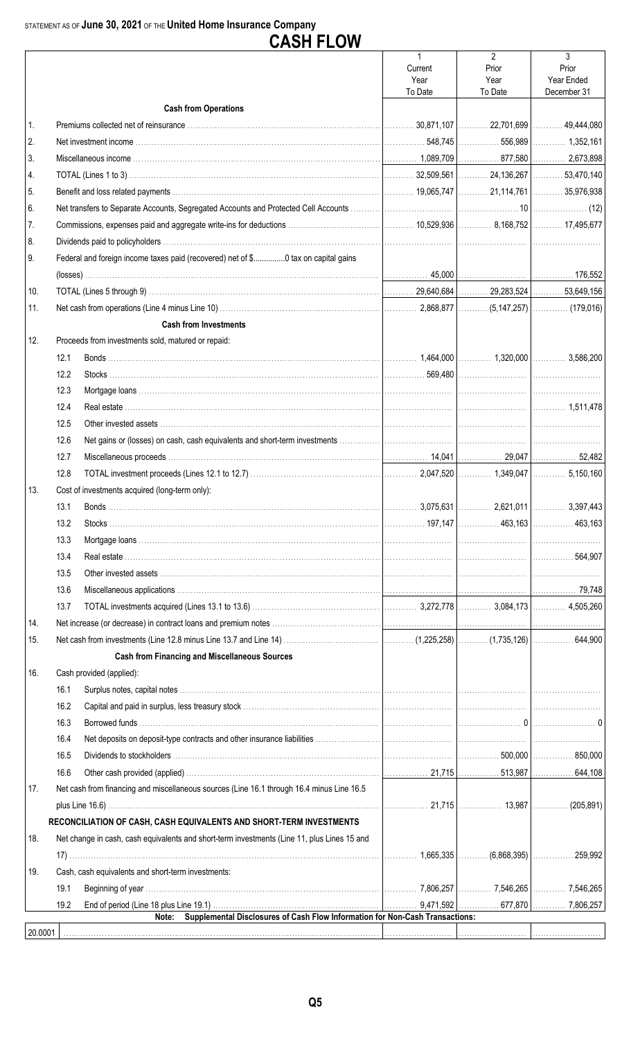STATEMENT AS OF **June 30, 2021** OF THE **United Home Insurance Company**

# CASH FLOW

| | | 1<br>Current Year To Date | 2<br>Prior Year To Date | 3<br>Prior Year Ended December 31 |
|---|---|---|---|---|
| | **Cash from Operations** | | | |
| 1. | Premiums collected net of reinsurance | 30,871,107 | 22,701,699 | 49,444,080 |
| 2. | Net investment income | 548,745 | 556,989 | 1,352,161 |
| 3. | Miscellaneous income | 1,089,709 | 877,580 | 2,673,898 |
| 4. | TOTAL (Lines 1 to 3) | 32,509,561 | 24,136,267 | 53,470,140 |
| 5. | Benefit and loss related payments | 19,065,747 | 21,114,761 | 35,976,938 |
| 6. | Net transfers to Separate Accounts, Segregated Accounts and Protected Cell Accounts | | 10 | (12) |
| 7. | Commissions, expenses paid and aggregate write-ins for deductions | 10,529,936 | 8,168,752 | 17,495,677 |
| 8. | Dividends paid to policyholders | | | |
| 9. | Federal and foreign income taxes paid (recovered) net of $..............0 tax on capital gains (losses) | 45,000 | | 176,552 |
| 10. | TOTAL (Lines 5 through 9) | 29,640,684 | 29,283,524 | 53,649,156 |
| 11. | Net cash from operations (Line 4 minus Line 10) | 2,868,877 | (5,147,257) | (179,016) |
| | **Cash from Investments** | | | |
| 12. | Proceeds from investments sold, matured or repaid: | | | |
| | 12.1 Bonds | 1,464,000 | 1,320,000 | 3,586,200 |
| | 12.2 Stocks | 569,480 | | |
| | 12.3 Mortgage loans | | | |
| | 12.4 Real estate | | | 1,511,478 |
| | 12.5 Other invested assets | | | |
| | 12.6 Net gains or (losses) on cash, cash equivalents and short-term investments | | | |
| | 12.7 Miscellaneous proceeds | 14,041 | 29,047 | 52,482 |
| | 12.8 TOTAL investment proceeds (Lines 12.1 to 12.7) | 2,047,520 | 1,349,047 | 5,150,160 |
| 13. | Cost of investments acquired (long-term only): | | | |
| | 13.1 Bonds | 3,075,631 | 2,621,011 | 3,397,443 |
| | 13.2 Stocks | 197,147 | 463,163 | 463,163 |
| | 13.3 Mortgage loans | | | |
| | 13.4 Real estate | | | 564,907 |
| | 13.5 Other invested assets | | | |
| | 13.6 Miscellaneous applications | | | 79,748 |
| | 13.7 TOTAL investments acquired (Lines 13.1 to 13.6) | 3,272,778 | 3,084,173 | 4,505,260 |
| 14. | Net increase (or decrease) in contract loans and premium notes | | | |
| 15. | Net cash from investments (Line 12.8 minus Line 13.7 and Line 14) | (1,225,258) | (1,735,126) | 644,900 |
| | **Cash from Financing and Miscellaneous Sources** | | | |
| 16. | Cash provided (applied): | | | |
| | 16.1 Surplus notes, capital notes | | | |
| | 16.2 Capital and paid in surplus, less treasury stock | | | |
| | 16.3 Borrowed funds | | 0 | 0 |
| | 16.4 Net deposits on deposit-type contracts and other insurance liabilities | | | |
| | 16.5 Dividends to stockholders | | 500,000 | 850,000 |
| | 16.6 Other cash provided (applied) | 21,715 | 513,987 | 644,108 |
| 17. | Net cash from financing and miscellaneous sources (Line 16.1 through 16.4 minus Line 16.5 plus Line 16.6) | 21,715 | 13,987 | (205,891) |
| | **RECONCILIATION OF CASH, CASH EQUIVALENTS AND SHORT-TERM INVESTMENTS** | | | |
| 18. | Net change in cash, cash equivalents and short-term investments (Line 11, plus Lines 15 and 17) | 1,665,335 | (6,868,395) | 259,992 |
| 19. | Cash, cash equivalents and short-term investments: | | | |
| | 19.1 Beginning of year | 7,806,257 | 7,546,265 | 7,546,265 |
| | 19.2 End of period (Line 18 plus Line 19.1) | 9,471,592 | 677,870 | 7,806,257 |

**Note: Supplemental Disclosures of Cash Flow Information for Non-Cash Transactions:**

| | | | | |
|---|---|---|---|---|
| 20.0001 | | | | |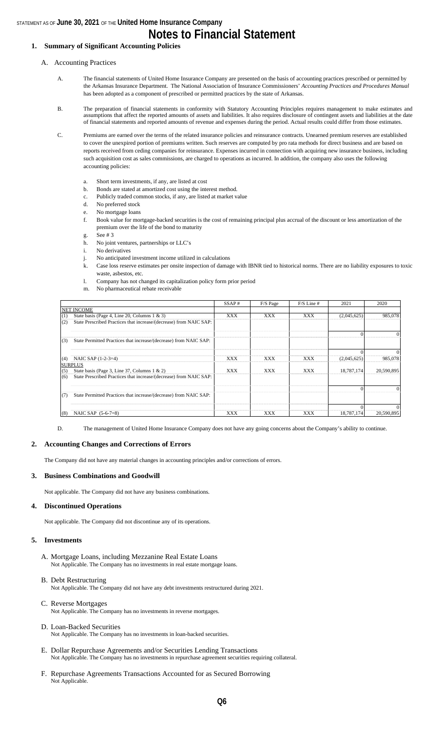STATEMENT AS OF **June 30, 2021** OF THE **United Home Insurance Company**

# Notes to Financial Statement

## 1. Summary of Significant Accounting Policies

A. Accounting Practices

A. The financial statements of United Home Insurance Company are presented on the basis of accounting practices prescribed or permitted by the Arkansas Insurance Department. The National Association of Insurance Commissioners' *Accounting Practices and Procedures Manual* has been adopted as a component of prescribed or permitted practices by the state of Arkansas.

B. The preparation of financial statements in conformity with Statutory Accounting Principles requires management to make estimates and assumptions that affect the reported amounts of assets and liabilities. It also requires disclosure of contingent assets and liabilities at the date of financial statements and reported amounts of revenue and expenses during the period. Actual results could differ from those estimates.

C. Premiums are earned over the terms of the related insurance policies and reinsurance contracts. Unearned premium reserves are established to cover the unexpired portion of premiums written. Such reserves are computed by pro rata methods for direct business and are based on reports received from ceding companies for reinsurance. Expenses incurred in connection with acquiring new insurance business, including such acquisition cost as sales commissions, are charged to operations as incurred. In addition, the company also uses the following accounting policies:

a. Short term investments, if any, are listed at cost
b. Bonds are stated at amortized cost using the interest method.
c. Publicly traded common stocks, if any, are listed at market value
d. No preferred stock
e. No mortgage loans
f. Book value for mortgage-backed securities is the cost of remaining principal plus accrual of the discount or less amortization of the premium over the life of the bond to maturity
g. See # 3
h. No joint ventures, partnerships or LLC's
i. No derivatives
j. No anticipated investment income utilized in calculations
k. Case loss reserve estimates per onsite inspection of damage with IBNR tied to historical norms. There are no liability exposures to toxic waste, asbestos, etc.
l. Company has not changed its capitalization policy form prior period
m. No pharmaceutical rebate receivable

| | SSAP # | F/S Page | F/S Line # | 2021 | 2020 |
|---|---|---|---|---|---|
| NET INCOME | | | | | |
| (1) State basis (Page 4, Line 20, Columns 1 & 3) | XXX | XXX | XXX | (2,045,625) | 985,078 |
| (2) State Prescribed Practices that increase/(decrease) from NAIC SAP: | | | | | |
| | | | | 0 | 0 |
| (3) State Permitted Practices that increase/(decrease) from NAIC SAP: | | | | | |
| | | | | 0 | 0 |
| (4) NAIC SAP (1-2-3=4) | XXX | XXX | XXX | (2,045,625) | 985,078 |
| SURPLUS | | | | | |
| (5) State basis (Page 3, Line 37, Columns 1 & 2) | XXX | XXX | XXX | 18,787,174 | 20,590,895 |
| (6) State Prescribed Practices that increase/(decrease) from NAIC SAP: | | | | | |
| | | | | 0 | 0 |
| (7) State Permitted Practices that increase/(decrease) from NAIC SAP: | | | | | |
| | | | | 0 | 0 |
| (8) NAIC SAP (5-6-7=8) | XXX | XXX | XXX | 18,787,174 | 20,590,895 |

D. The management of United Home Insurance Company does not have any going concerns about the Company's ability to continue.

## 2. Accounting Changes and Corrections of Errors

The Company did not have any material changes in accounting principles and/or corrections of errors.

## 3. Business Combinations and Goodwill

Not applicable. The Company did not have any business combinations.

## 4. Discontinued Operations

Not applicable. The Company did not discontinue any of its operations.

## 5. Investments

A. Mortgage Loans, including Mezzanine Real Estate Loans
Not Applicable. The Company has no investments in real estate mortgage loans.

B. Debt Restructuring
Not Applicable. The Company did not have any debt investments restructured during 2021.

C. Reverse Mortgages
Not Applicable. The Company has no investments in reverse mortgages.

D. Loan-Backed Securities
Not Applicable. The Company has no investments in loan-backed securities.

E. Dollar Repurchase Agreements and/or Securities Lending Transactions
Not Applicable. The Company has no investments in repurchase agreement securities requiring collateral.

F. Repurchase Agreements Transactions Accounted for as Secured Borrowing
Not Applicable.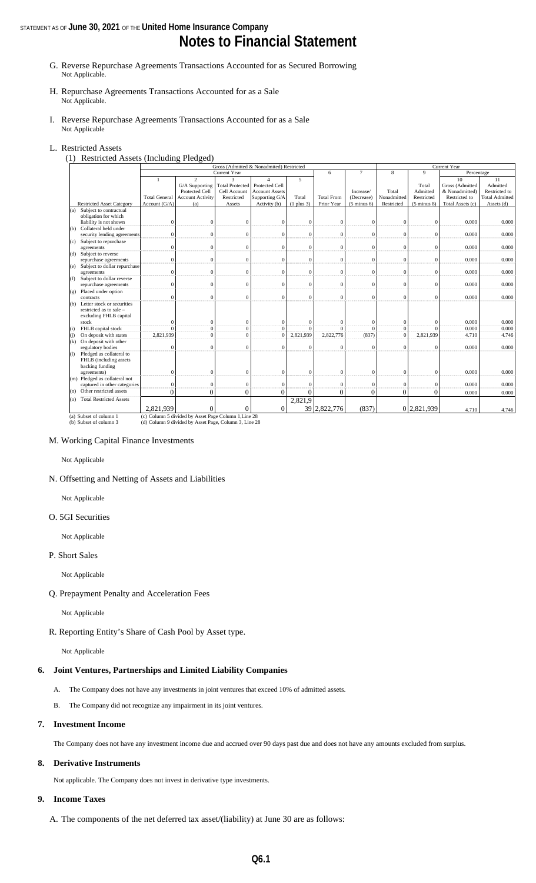G. Reverse Repurchase Agreements Transactions Accounted for as Secured Borrowing
Not Applicable.

H. Repurchase Agreements Transactions Accounted for as a Sale
Not Applicable.

I. Reverse Repurchase Agreements Transactions Accounted for as a Sale
Not Applicable

L. Restricted Assets

(1) Restricted Assets (Including Pledged)

| | Gross (Admitted & Nonadmited) Restricted | | | | | | | Current Year | | | |
|---|---|---|---|---|---|---|---|---|---|---|---|
| | Current Year | | | | | 6 | 7 | 8 | 9 | Percentage | |
| | 1 | 2 | 3 | 4 | 5 | | | | | 10 | 11 |
| Restricted Asset Category | Total General Account (G/A) | G/A Supporting Protected Cell Account Activity (a) | Total Protected Cell Account Restricted Assets | Protected Cell Account Assets Supporting G/A Activity (b) | Total (1 plus 3) | Total From Prior Year | Increase/ (Decrease) (5 minus 6) | Total Nonadmitted Restricted | Total Admitted Restricted (5 minus 8) | Gross (Admitted & Nonadmitted) Restricted to Total Assets (c) | Admitted Restricted to Total Admitted Assets (d) |
| (a) Subject to contractual obligation for which liability is not shown | 0 | 0 | 0 | 0 | 0 | 0 | 0 | 0 | 0 | 0.000 | 0.000 |
| (b) Collateral held under security lending agreements | 0 | 0 | 0 | 0 | 0 | 0 | 0 | 0 | 0 | 0.000 | 0.000 |
| (c) Subject to repurchase agreements | 0 | 0 | 0 | 0 | 0 | 0 | 0 | 0 | 0 | 0.000 | 0.000 |
| (d) Subject to reverse repurchase agreements | 0 | 0 | 0 | 0 | 0 | 0 | 0 | 0 | 0 | 0.000 | 0.000 |
| (e) Subject to dollar repurchase agreements | 0 | 0 | 0 | 0 | 0 | 0 | 0 | 0 | 0 | 0.000 | 0.000 |
| (f) Subject to dollar reverse repurchase agreements | 0 | 0 | 0 | 0 | 0 | 0 | 0 | 0 | 0 | 0.000 | 0.000 |
| (g) Placed under option contracts | 0 | 0 | 0 | 0 | 0 | 0 | 0 | 0 | 0 | 0.000 | 0.000 |
| (h) Letter stock or securities restricted as to sale – excluding FHLB capital stock | 0 | 0 | 0 | 0 | 0 | 0 | 0 | 0 | 0 | 0.000 | 0.000 |
| (i) FHLB capital stock | 0 | 0 | 0 | 0 | 0 | 0 | 0 | 0 | 0 | 0.000 | 0.000 |
| (j) On deposit with states | 2,821,939 | 0 | 0 | 0 | 2,821,939 | 2,822,776 | (837) | 0 | 2,821,939 | 4.710 | 4.746 |
| (k) On deposit with other regulatory bodies | 0 | 0 | 0 | 0 | 0 | 0 | 0 | 0 | 0 | 0.000 | 0.000 |
| (l) Pledged as collateral to FHLB (including assets backing funding agreements) | 0 | 0 | 0 | 0 | 0 | 0 | 0 | 0 | 0 | 0.000 | 0.000 |
| (m) Pledged as collateral not captured in other categories | 0 | 0 | 0 | 0 | 0 | 0 | 0 | 0 | 0 | 0.000 | 0.000 |
| (n) Other restricted assets | 0 | 0 | 0 | 0 | 0 | 0 | 0 | 0 | 0 | 0.000 | 0.000 |
| (o) Total Restricted Assets | 2,821,939 | 0 | 0 | 0 | 2,821,939 | 2,822,776 | (837) | 0 | 2,821,939 | 4.710 | 4.746 |

(a) Subset of column 1
(b) Subset of column 3
(c) Column 5 divided by Asset Page Column 1,Line 28
(d) Column 9 divided by Asset Page, Column 3, Line 28

M. Working Capital Finance Investments

Not Applicable

N. Offsetting and Netting of Assets and Liabilities

Not Applicable

O. 5GI Securities

Not Applicable

P. Short Sales

Not Applicable

Q. Prepayment Penalty and Acceleration Fees

Not Applicable

R. Reporting Entity's Share of Cash Pool by Asset type.

Not Applicable

## 6. Joint Ventures, Partnerships and Limited Liability Companies

A. The Company does not have any investments in joint ventures that exceed 10% of admitted assets.

B. The Company did not recognize any impairment in its joint ventures.

## 7. Investment Income

The Company does not have any investment income due and accrued over 90 days past due and does not have any amounts excluded from surplus.

## 8. Derivative Instruments

Not applicable. The Company does not invest in derivative type investments.

## 9. Income Taxes

A. The components of the net deferred tax asset/(liability) at June 30 are as follows: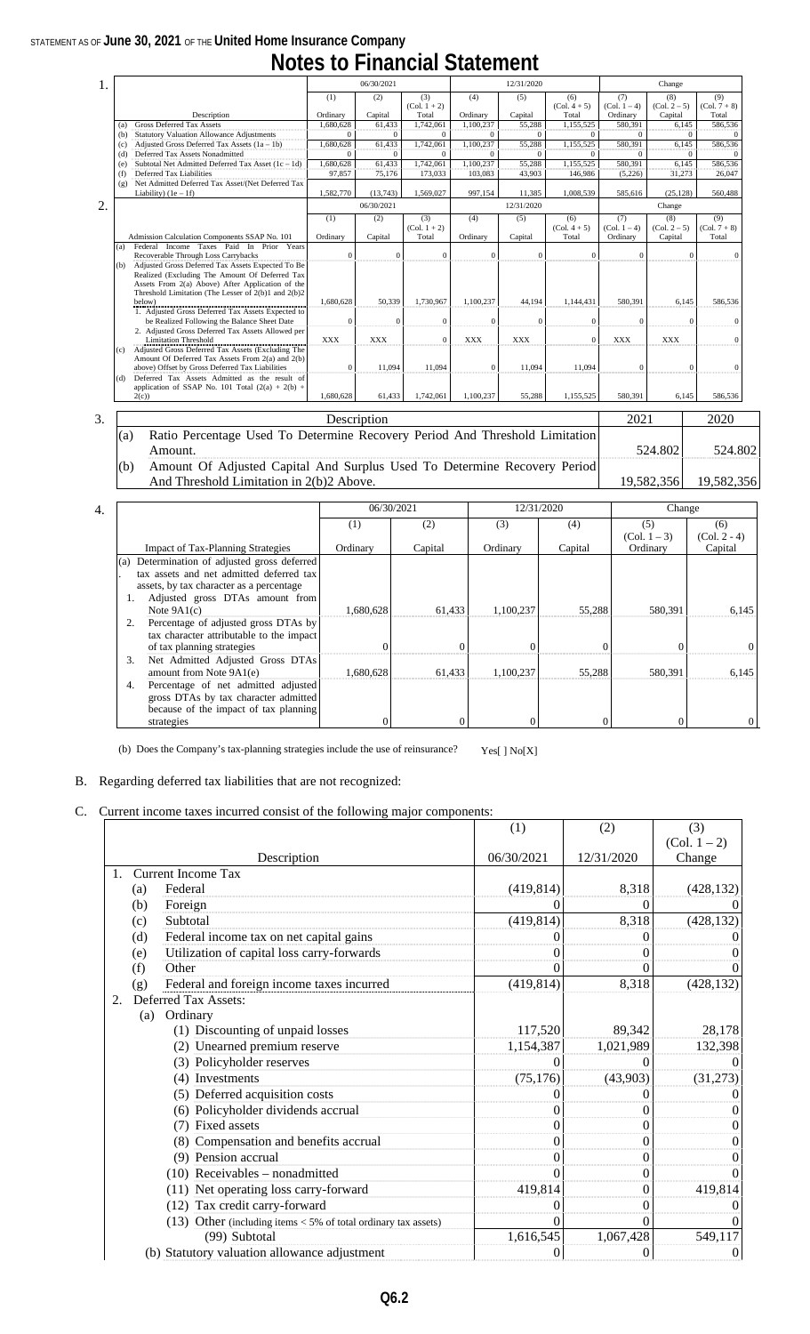STATEMENT AS OF **June 30, 2021** OF THE **United Home Insurance Company**

# Notes to Financial Statement

1.

| | Description | 06/30/2021 (1) Ordinary | (2) Capital | (3) (Col. 1 + 2) Total | 12/31/2020 (4) Ordinary | (5) Capital | (6) (Col. 4 + 5) Total | Change (7) (Col. 1 – 4) Ordinary | (8) (Col. 2 – 5) Capital | (9) (Col. 7 + 8) Total |
|---|---|---|---|---|---|---|---|---|---|---|
| (a) | Gross Deferred Tax Assets | 1,680,628 | 61,433 | 1,742,061 | 1,100,237 | 55,288 | 1,155,525 | 580,391 | 6,145 | 586,536 |
| (b) | Statutory Valuation Allowance Adjustments | 0 | 0 | 0 | 0 | 0 | 0 | 0 | 0 | 0 |
| (c) | Adjusted Gross Deferred Tax Assets (1a – 1b) | 1,680,628 | 61,433 | 1,742,061 | 1,100,237 | 55,288 | 1,155,525 | 580,391 | 6,145 | 586,536 |
| (d) | Deferred Tax Assets Nonadmitted | 0 | 0 | 0 | 0 | 0 | 0 | 0 | 0 | 0 |
| (e) | Subtotal Net Admitted Deferred Tax Asset (1c – 1d) | 1,680,628 | 61,433 | 1,742,061 | 1,100,237 | 55,288 | 1,155,525 | 580,391 | 6,145 | 586,536 |
| (f) | Deferred Tax Liabilities | 97,857 | 75,176 | 173,033 | 103,083 | 43,903 | 146,986 | (5,226) | 31,273 | 26,047 |
| (g) | Net Admitted Deferred Tax Asset/(Net Deferred Tax Liability) (1e – 1f) | 1,582,770 | (13,743) | 1,569,027 | 997,154 | 11,385 | 1,008,539 | 585,616 | (25,128) | 560,488 |

2.

| | Admission Calculation Components SSAP No. 101 | 06/30/2021 (1) Ordinary | (2) Capital | (3) (Col. 1 + 2) Total | 12/31/2020 (4) Ordinary | (5) Capital | (6) (Col. 4 + 5) Total | Change (7) (Col. 1 – 4) Ordinary | (8) (Col. 2 – 5) Capital | (9) (Col. 7 + 8) Total |
|---|---|---|---|---|---|---|---|---|---|---|
| (a) | Federal Income Taxes Paid In Prior Years Recoverable Through Loss Carrybacks | 0 | 0 | 0 | 0 | 0 | 0 | 0 | 0 | 0 |
| (b) | Adjusted Gross Deferred Tax Assets Expected To Be Realized (Excluding The Amount Of Deferred Tax Assets From 2(a) Above) After Application of the Threshold Limitation (The Lesser of 2(b)1 and 2(b)2 below) | 1,680,628 | 50,339 | 1,730,967 | 1,100,237 | 44,194 | 1,144,431 | 580,391 | 6,145 | 586,536 |
| | 1. Adjusted Gross Deferred Tax Assets Expected to be Realized Following the Balance Sheet Date | 0 | 0 | 0 | 0 | 0 | 0 | 0 | 0 | 0 |
| | 2. Adjusted Gross Deferred Tax Assets Allowed per Limitation Threshold | XXX | XXX | 0 | XXX | XXX | 0 | XXX | XXX | 0 |
| (c) | Adjusted Gross Deferred Tax Assets (Excluding The Amount Of Deferred Tax Assets From 2(a) and 2(b) above) Offset by Gross Deferred Tax Liabilities | 0 | 11,094 | 11,094 | 0 | 11,094 | 11,094 | 0 | 0 | 0 |
| (d) | Deferred Tax Assets Admitted as the result of application of SSAP No. 101 Total (2(a) + 2(b) + 2(c)) | 1,680,628 | 61,433 | 1,742,061 | 1,100,237 | 55,288 | 1,155,525 | 580,391 | 6,145 | 586,536 |

3.

| | Description | 2021 | 2020 |
|---|---|---|---|
| (a) | Ratio Percentage Used To Determine Recovery Period And Threshold Limitation Amount. | 524.802 | 524.802 |
| (b) | Amount Of Adjusted Capital And Surplus Used To Determine Recovery Period And Threshold Limitation in 2(b)2 Above. | 19,582,356 | 19,582,356 |

4.

| Impact of Tax-Planning Strategies | 06/30/2021 (1) Ordinary | (2) Capital | 12/31/2020 (3) Ordinary | (4) Capital | Change (5) (Col. 1 – 3) Ordinary | (6) (Col. 2 - 4) Capital |
|---|---|---|---|---|---|---|
| (a) Determination of adjusted gross deferred tax assets and net admitted deferred tax assets, by tax character as a percentage | | | | | | |
| 1. Adjusted gross DTAs amount from Note 9A1(c) | 1,680,628 | 61,433 | 1,100,237 | 55,288 | 580,391 | 6,145 |
| 2. Percentage of adjusted gross DTAs by tax character attributable to the impact of tax planning strategies | 0 | 0 | 0 | 0 | 0 | 0 |
| 3. Net Admitted Adjusted Gross DTAs amount from Note 9A1(e) | 1,680,628 | 61,433 | 1,100,237 | 55,288 | 580,391 | 6,145 |
| 4. Percentage of net admitted adjusted gross DTAs by tax character admitted because of the impact of tax planning strategies | 0 | 0 | 0 | 0 | 0 | 0 |

(b) Does the Company's tax-planning strategies include the use of reinsurance? Yes[ ] No[X]

B. Regarding deferred tax liabilities that are not recognized:

C. Current income taxes incurred consist of the following major components:

| Description | (1) 06/30/2021 | (2) 12/31/2020 | (3) (Col. 1 – 2) Change |
|---|---|---|---|
| 1. Current Income Tax | | | |
| (a) Federal | (419,814) | 8,318 | (428,132) |
| (b) Foreign | 0 | 0 | 0 |
| (c) Subtotal | (419,814) | 8,318 | (428,132) |
| (d) Federal income tax on net capital gains | 0 | 0 | 0 |
| (e) Utilization of capital loss carry-forwards | 0 | 0 | 0 |
| (f) Other | 0 | 0 | 0 |
| (g) Federal and foreign income taxes incurred | (419,814) | 8,318 | (428,132) |
| 2. Deferred Tax Assets: | | | |
| (a) Ordinary | | | |
| (1) Discounting of unpaid losses | 117,520 | 89,342 | 28,178 |
| (2) Unearned premium reserve | 1,154,387 | 1,021,989 | 132,398 |
| (3) Policyholder reserves | 0 | 0 | 0 |
| (4) Investments | (75,176) | (43,903) | (31,273) |
| (5) Deferred acquisition costs | 0 | 0 | 0 |
| (6) Policyholder dividends accrual | 0 | 0 | 0 |
| (7) Fixed assets | 0 | 0 | 0 |
| (8) Compensation and benefits accrual | 0 | 0 | 0 |
| (9) Pension accrual | 0 | 0 | 0 |
| (10) Receivables – nonadmitted | 0 | 0 | 0 |
| (11) Net operating loss carry-forward | 419,814 | 0 | 419,814 |
| (12) Tax credit carry-forward | 0 | 0 | 0 |
| (13) Other (including items < 5% of total ordinary tax assets) | 0 | 0 | 0 |
| (99) Subtotal | 1,616,545 | 1,067,428 | 549,117 |
| (b) Statutory valuation allowance adjustment | 0 | 0 | 0 |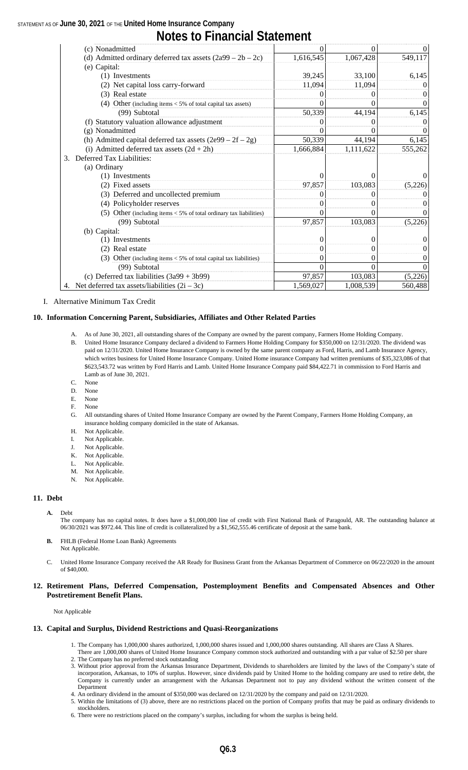# Notes to Financial Statement

| | | | |
|---|---|---|---|
| (c) Nonadmitted | 0 | 0 | 0 |
| (d) Admitted ordinary deferred tax assets (2a99 – 2b – 2c) | 1,616,545 | 1,067,428 | 549,117 |
| (e) Capital: | | | |
| (1) Investments | 39,245 | 33,100 | 6,145 |
| (2) Net capital loss carry-forward | 11,094 | 11,094 | 0 |
| (3) Real estate | 0 | 0 | 0 |
| (4) Other (including items < 5% of total capital tax assets) | 0 | 0 | 0 |
| (99) Subtotal | 50,339 | 44,194 | 6,145 |
| (f) Statutory valuation allowance adjustment | 0 | 0 | 0 |
| (g) Nonadmitted | 0 | 0 | 0 |
| (h) Admitted capital deferred tax assets (2e99 – 2f – 2g) | 50,339 | 44,194 | 6,145 |
| (i) Admitted deferred tax assets (2d + 2h) | 1,666,884 | 1,111,622 | 555,262 |
| 3. Deferred Tax Liabilities: | | | |
| (a) Ordinary | | | |
| (1) Investments | 0 | 0 | 0 |
| (2) Fixed assets | 97,857 | 103,083 | (5,226) |
| (3) Deferred and uncollected premium | 0 | 0 | 0 |
| (4) Policyholder reserves | 0 | 0 | 0 |
| (5) Other (including items < 5% of total ordinary tax liabilities) | 0 | 0 | 0 |
| (99) Subtotal | 97,857 | 103,083 | (5,226) |
| (b) Capital: | | | |
| (1) Investments | 0 | 0 | 0 |
| (2) Real estate | 0 | 0 | 0 |
| (3) Other (including items < 5% of total capital tax liabilities) | 0 | 0 | 0 |
| (99) Subtotal | 0 | 0 | 0 |
| (c) Deferred tax liabilities (3a99 + 3b99) | 97,857 | 103,083 | (5,226) |
| 4. Net deferred tax assets/liabilities (2i – 3c) | 1,569,027 | 1,008,539 | 560,488 |

I. Alternative Minimum Tax Credit

### 10. Information Concerning Parent, Subsidiaries, Affiliates and Other Related Parties

A. As of June 30, 2021, all outstanding shares of the Company are owned by the parent company, Farmers Home Holding Company.

B. United Home Insurance Company declared a dividend to Farmers Home Holding Company for $350,000 on 12/31/2020. The dividend was paid on 12/31/2020. United Home Insurance Company is owned by the same parent company as Ford, Harris, and Lamb Insurance Agency, which writes business for United Home Insurance Company. United Home insurance Company had written premiums of $35,323,086 of that $623,543.72 was written by Ford Harris and Lamb. United Home Insurance Company paid $84,422.71 in commission to Ford Harris and Lamb as of June 30, 2021.

C. None

D. None

E. None

F. None

G. All outstanding shares of United Home Insurance Company are owned by the Parent Company, Farmers Home Holding Company, an insurance holding company domiciled in the state of Arkansas.

H. Not Applicable.

I. Not Applicable.

J. Not Applicable.

K. Not Applicable.

L. Not Applicable.

M. Not Applicable.

N. Not Applicable.

### 11. Debt

**A.** Debt

The company has no capital notes. It does have a $1,000,000 line of credit with First National Bank of Paragould, AR. The outstanding balance at 06/30/2021 was $972.44. This line of credit is collateralized by a $1,562,555.46 certificate of deposit at the same bank.

**B.** FHLB (Federal Home Loan Bank) Agreements

Not Applicable.

C. United Home Insurance Company received the AR Ready for Business Grant from the Arkansas Department of Commerce on 06/22/2020 in the amount of $40,000.

### 12. Retirement Plans, Deferred Compensation, Postemployment Benefits and Compensated Absences and Other Postretirement Benefit Plans.

Not Applicable

### 13. Capital and Surplus, Dividend Restrictions and Quasi-Reorganizations

1. The Company has 1,000,000 shares authorized, 1,000,000 shares issued and 1,000,000 shares outstanding. All shares are Class A Shares. There are 1,000,000 shares of United Home Insurance Company common stock authorized and outstanding with a par value of $2.50 per share
2. The Company has no preferred stock outstanding
3. Without prior approval from the Arkansas Insurance Department, Dividends to shareholders are limited by the laws of the Company's state of incorporation, Arkansas, to 10% of surplus. However, since dividends paid by United Home to the holding company are used to retire debt, the Company is currently under an arrangement with the Arkansas Department not to pay any dividend without the written consent of the Department
4. An ordinary dividend in the amount of $350,000 was declared on 12/31/2020 by the company and paid on 12/31/2020.
5. Within the limitations of (3) above, there are no restrictions placed on the portion of Company profits that may be paid as ordinary dividends to stockholders.
6. There were no restrictions placed on the company's surplus, including for whom the surplus is being held.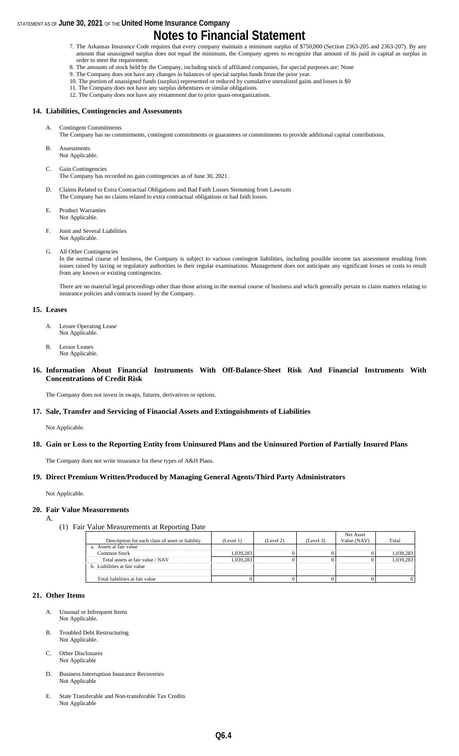# Notes to Financial Statement

7. The Arkansas Insurance Code requires that every company maintain a minimum surplus of $750,000 (Section 2363-205 and 2363-207). By any amount that unassigned surplus does not equal the minimum, the Company agrees to recognize that amount of its paid in capital as surplus in order to meet the requirement.
8. The amounts of stock held by the Company, including stock of affiliated companies, for special purposes are: None
9. The Company does not have any changes in balances of special surplus funds from the prior year.
10. The portion of unassigned funds (surplus) represented or reduced by cumulative unrealized gains and losses is $0
11. The Company does not have any surplus debentures or similar obligations.
12. The Company does not have any restatement due to prior quasi-reorganizations.

## 14. Liabilities, Contingencies and Assessments

A. Contingent Commitments
The Company has no commitments, contingent commitments or guarantees or commitments to provide additional capital contributions.

B. Assessments
Not Applicable.

C. Gain Contingencies
The Company has recorded no gain contingencies as of June 30, 2021.

D. Claims Related to Extra Contractual Obligations and Bad Faith Losses Stemming from Lawsuits
The Company has no claims related to extra contractual obligations or bad faith losses.

E. Product Warranties
Not Applicable.

F. Joint and Several Liabilities
Not Applicable.

G. All Other Contingencies
In the normal course of business, the Company is subject to various contingent liabilities, including possible income tax assessment resulting from issues raised by taxing or regulatory authorities in their regular examinations. Management does not anticipate any significant losses or costs to result from any known or existing contingencies.

There are no material legal proceedings other than those arising in the normal course of business and which generally pertain to claim matters relating to insurance policies and contracts issued by the Company.

## 15. Leases

A. Lessee Operating Lease
Not Applicable.

B. Lessor Leases
Not Applicable.

## 16. Information About Financial Instruments With Off-Balance-Sheet Risk And Financial Instruments With Concentrations of Credit Risk

The Company does not invest in swaps, futures, derivatives or options.

## 17. Sale, Transfer and Servicing of Financial Assets and Extinguishments of Liabilities

Not Applicable.

## 18. Gain or Loss to the Reporting Entity from Uninsured Plans and the Uninsured Portion of Partially Insured Plans

The Company does not write insurance for these types of A&H Plans.

## 19. Direct Premium Written/Produced by Managing General Agents/Third Party Administrators

Not Applicable.

## 20. Fair Value Measurements

A.

(1) Fair Value Measurements at Reporting Date

| Description for each class of asset or liability | (Level 1) | (Level 2) | (Level 3) | Net Asset Value (NAV) | Total |
|---|---|---|---|---|---|
| a. Assets at fair value | | | | | |
| Common Stock | 1,039,283 | 0 | 0 | 0 | 1,039,283 |
| Total assets at fair value / NAV | 1,039,283 | 0 | 0 | 0 | 1,039,283 |
| b. Liabilities at fair value | | | | | |
| | | | | | |
| Total liabilities at fair value | 0 | 0 | 0 | 0 | 0 |

## 21. Other Items

A. Unusual or Infrequent Items
Not Applicable.

B. Troubled Debt Restructuring
Not Applicable.

C. Other Disclosures
Not Applicable

D. Business Interruption Insurance Recoveries
Not Applicable

E. State Transferable and Non-transferable Tax Credits
Not Applicable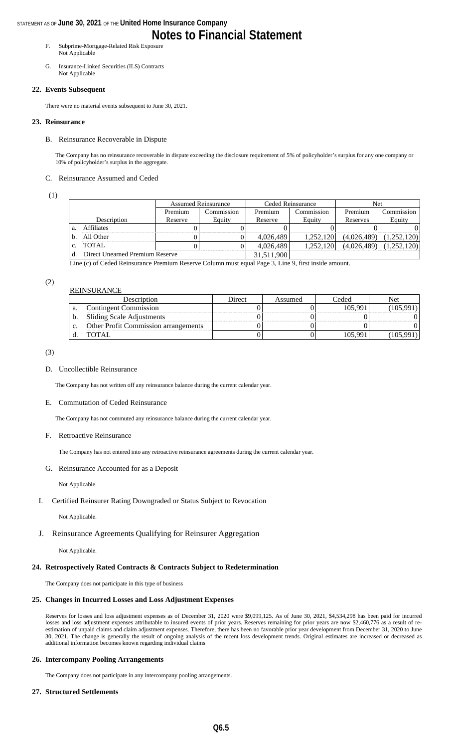# Notes to Financial Statement

F. Subprime-Mortgage-Related Risk Exposure
Not Applicable

G. Insurance-Linked Securities (ILS) Contracts
Not Applicable

### 22. Events Subsequent

There were no material events subsequent to June 30, 2021.

### 23. Reinsurance

B. Reinsurance Recoverable in Dispute

The Company has no reinsurance recoverable in dispute exceeding the disclosure requirement of 5% of policyholder's surplus for any one company or 10% of policyholder's surplus in the aggregate.

C. Reinsurance Assumed and Ceded

(1)

| | Assumed Reinsurance | | Ceded Reinsurance | | Net | |
|---|---|---|---|---|---|---|
| Description | Premium Reserve | Commission Equity | Premium Reserve | Commission Equity | Premium Reserves | Commission Equity |
| a. Affiliates | 0 | 0 | 0 | 0 | 0 | 0 |
| b. All Other | 0 | 0 | 4,026,489 | 1,252,120 | (4,026,489) | (1,252,120) |
| c. TOTAL | 0 | 0 | 4,026,489 | 1,252,120 | (4,026,489) | (1,252,120) |
| d. Direct Unearned Premium Reserve | | | 31,511,900 | | | |

Line (c) of Ceded Reinsurance Premium Reserve Column must equal Page 3, Line 9, first inside amount.

(2)

REINSURANCE

| Description | Direct | Assumed | Ceded | Net |
|---|---|---|---|---|
| a. Contingent Commission | 0 | 0 | 105,991 | (105,991) |
| b. Sliding Scale Adjustments | 0 | 0 | 0 | 0 |
| c. Other Profit Commission arrangements | 0 | 0 | 0 | 0 |
| d. TOTAL | 0 | 0 | 105,991 | (105,991) |

(3)

D. Uncollectible Reinsurance

The Company has not written off any reinsurance balance during the current calendar year.

E. Commutation of Ceded Reinsurance

The Company has not commuted any reinsurance balance during the current calendar year.

F. Retroactive Reinsurance

The Company has not entered into any retroactive reinsurance agreements during the current calendar year.

G. Reinsurance Accounted for as a Deposit

Not Applicable.

I. Certified Reinsurer Rating Downgraded or Status Subject to Revocation

Not Applicable.

J. Reinsurance Agreements Qualifying for Reinsurer Aggregation

Not Applicable.

### 24. Retrospectively Rated Contracts & Contracts Subject to Redetermination

The Company does not participate in this type of business

### 25. Changes in Incurred Losses and Loss Adjustment Expenses

Reserves for losses and loss adjustment expenses as of December 31, 2020 were $9,099,125. As of June 30, 2021, $4,534,298 has been paid for incurred losses and loss adjustment expenses attributable to insured events of prior years. Reserves remaining for prior years are now $2,460,776 as a result of re-estimation of unpaid claims and claim adjustment expenses. Therefore, there has been no favorable prior year development from December 31, 2020 to June 30, 2021. The change is generally the result of ongoing analysis of the recent loss development trends. Original estimates are increased or decreased as additional information becomes known regarding individual claims

### 26. Intercompany Pooling Arrangements

The Company does not participate in any intercompany pooling arrangements.

### 27. Structured Settlements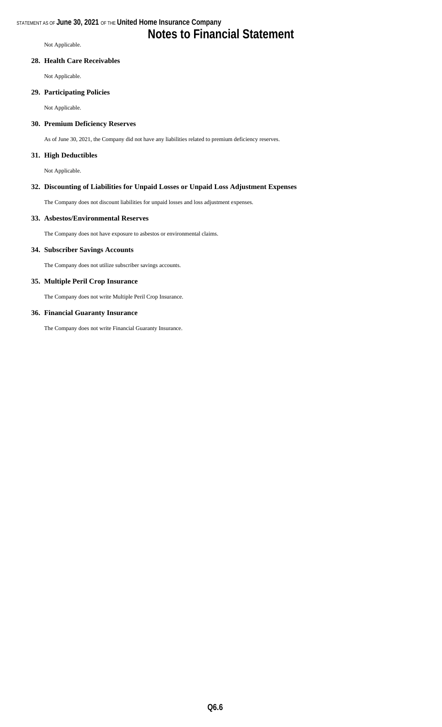Not Applicable.

**28. Health Care Receivables**

Not Applicable.

**29. Participating Policies**

Not Applicable.

**30. Premium Deficiency Reserves**

As of June 30, 2021, the Company did not have any liabilities related to premium deficiency reserves.

**31. High Deductibles**

Not Applicable.

**32. Discounting of Liabilities for Unpaid Losses or Unpaid Loss Adjustment Expenses**

The Company does not discount liabilities for unpaid losses and loss adjustment expenses.

**33. Asbestos/Environmental Reserves**

The Company does not have exposure to asbestos or environmental claims.

**34. Subscriber Savings Accounts**

The Company does not utilize subscriber savings accounts.

**35. Multiple Peril Crop Insurance**

The Company does not write Multiple Peril Crop Insurance.

**36. Financial Guaranty Insurance**

The Company does not write Financial Guaranty Insurance.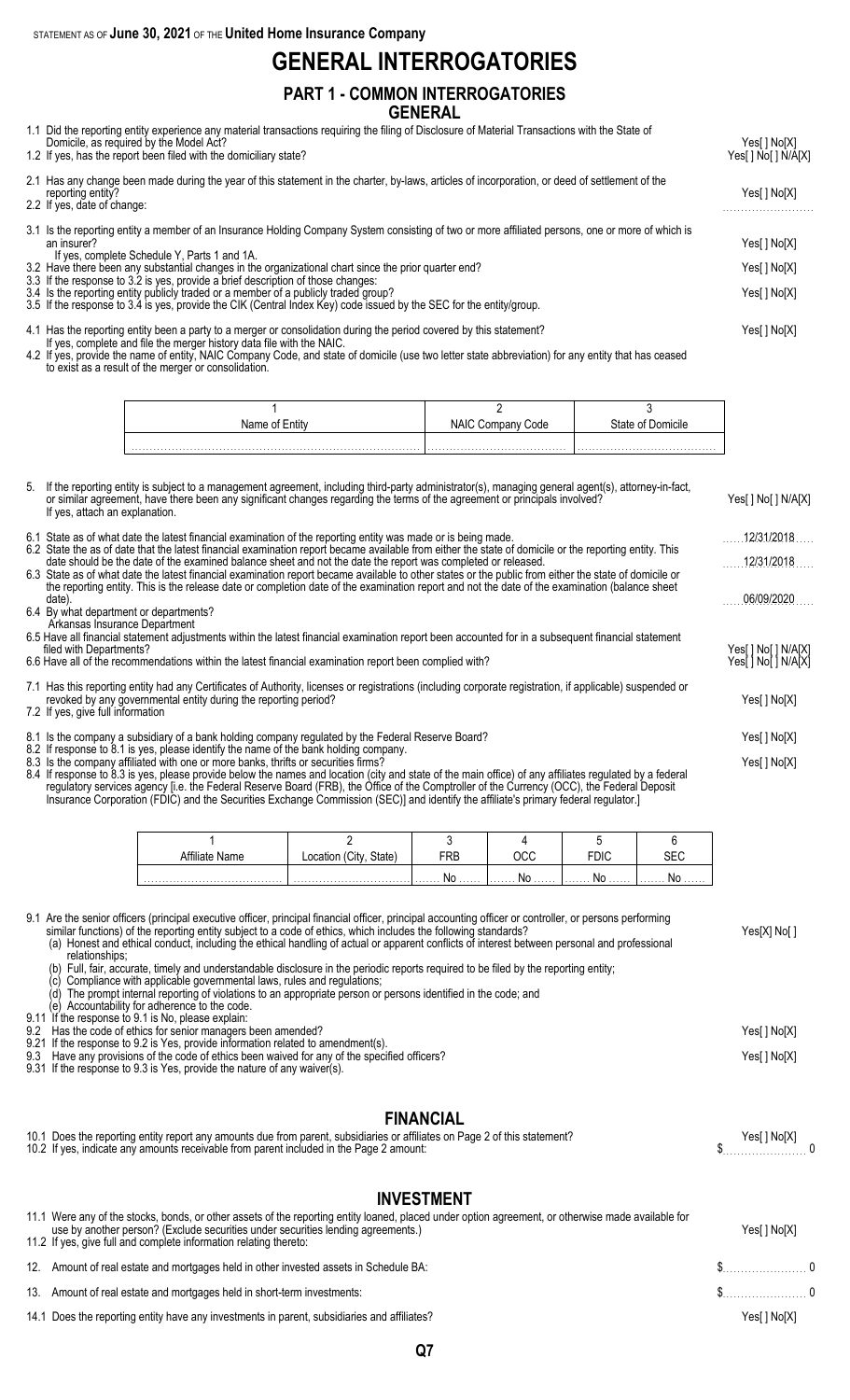STATEMENT AS OF **June 30, 2021** OF THE **United Home Insurance Company**

# GENERAL INTERROGATORIES

## PART 1 - COMMON INTERROGATORIES

### GENERAL

1.1 Did the reporting entity experience any material transactions requiring the filing of Disclosure of Material Transactions with the State of Domicile, as required by the Model Act? Yes[ ] No[X]

1.2 If yes, has the report been filed with the domiciliary state? Yes[ ] No[ ] N/A[X]

2.1 Has any change been made during the year of this statement in the charter, by-laws, articles of incorporation, or deed of settlement of the reporting entity? Yes[ ] No[X]

2.2 If yes, date of change:

3.1 Is the reporting entity a member of an Insurance Holding Company System consisting of two or more affiliated persons, one or more of which is an insurer? Yes[ ] No[X]

If yes, complete Schedule Y, Parts 1 and 1A.

3.2 Have there been any substantial changes in the organizational chart since the prior quarter end? Yes[ ] No[X]

3.3 If the response to 3.2 is yes, provide a brief description of those changes:

3.4 Is the reporting entity publicly traded or a member of a publicly traded group? Yes[ ] No[X]

3.5 If the response to 3.4 is yes, provide the CIK (Central Index Key) code issued by the SEC for the entity/group.

4.1 Has the reporting entity been a party to a merger or consolidation during the period covered by this statement? Yes[ ] No[X]

If yes, complete and file the merger history data file with the NAIC.

4.2 If yes, provide the name of entity, NAIC Company Code, and state of domicile (use two letter state abbreviation) for any entity that has ceased to exist as a result of the merger or consolidation.

| 1<br>Name of Entity | 2<br>NAIC Company Code | 3<br>State of Domicile |
|---|---|---|
| | | |

5. If the reporting entity is subject to a management agreement, including third-party administrator(s), managing general agent(s), attorney-in-fact, or similar agreement, have there been any significant changes regarding the terms of the agreement or principals involved? Yes[ ] No[ ] N/A[X]

If yes, attach an explanation.

6.1 State as of what date the latest financial examination of the reporting entity was made or is being made. 12/31/2018

6.2 State the as of date that the latest financial examination report became available from either the state of domicile or the reporting entity. This date should be the date of the examined balance sheet and not the date the report was completed or released. 12/31/2018

6.3 State as of what date the latest financial examination report became available to other states or the public from either the state of domicile or the reporting entity. This is the release date or completion date of the examination report and not the date of the examination (balance sheet date). 06/09/2020

6.4 By what department or departments?

Arkansas Insurance Department

6.5 Have all financial statement adjustments within the latest financial examination report been accounted for in a subsequent financial statement filed with Departments? Yes[ ] No[ ] N/A[X]

6.6 Have all of the recommendations within the latest financial examination report been complied with? Yes[ ] No[ ] N/A[X]

7.1 Has this reporting entity had any Certificates of Authority, licenses or registrations (including corporate registration, if applicable) suspended or revoked by any governmental entity during the reporting period? Yes[ ] No[X]

7.2 If yes, give full information

8.1 Is the company a subsidiary of a bank holding company regulated by the Federal Reserve Board? Yes[ ] No[X]

8.2 If response to 8.1 is yes, please identify the name of the bank holding company.

8.3 Is the company affiliated with one or more banks, thrifts or securities firms? Yes[ ] No[X]

8.4 If response to 8.3 is yes, please provide below the names and location (city and state of the main office) of any affiliates regulated by a federal regulatory services agency [i.e. the Federal Reserve Board (FRB), the Office of the Comptroller of the Currency (OCC), the Federal Deposit Insurance Corporation (FDIC) and the Securities Exchange Commission (SEC)] and identify the affiliate's primary federal regulator.]

| 1<br>Affiliate Name | 2<br>Location (City, State) | 3<br>FRB | 4<br>OCC | 5<br>FDIC | 6<br>SEC |
|---|---|---|---|---|---|
| | | No | No | No | No |

9.1 Are the senior officers (principal executive officer, principal financial officer, principal accounting officer or controller, or persons performing similar functions) of the reporting entity subject to a code of ethics, which includes the following standards? Yes[X] No[ ]

(a) Honest and ethical conduct, including the ethical handling of actual or apparent conflicts of interest between personal and professional relationships;

(b) Full, fair, accurate, timely and understandable disclosure in the periodic reports required to be filed by the reporting entity;

(c) Compliance with applicable governmental laws, rules and regulations;

(d) The prompt internal reporting of violations to an appropriate person or persons identified in the code; and

(e) Accountability for adherence to the code.

9.11 If the response to 9.1 is No, please explain:

9.2 Has the code of ethics for senior managers been amended? Yes[ ] No[X]

9.21 If the response to 9.2 is Yes, provide information related to amendment(s).

9.3 Have any provisions of the code of ethics been waived for any of the specified officers? Yes[ ] No[X]

9.31 If the response to 9.3 is Yes, provide the nature of any waiver(s).

### FINANCIAL

10.1 Does the reporting entity report any amounts due from parent, subsidiaries or affiliates on Page 2 of this statement? Yes[ ] No[X]

10.2 If yes, indicate any amounts receivable from parent included in the Page 2 amount: $ 0

### INVESTMENT

11.1 Were any of the stocks, bonds, or other assets of the reporting entity loaned, placed under option agreement, or otherwise made available for use by another person? (Exclude securities under securities lending agreements.) Yes[ ] No[X]

11.2 If yes, give full and complete information relating thereto:

12. Amount of real estate and mortgages held in other invested assets in Schedule BA: $ 0

13. Amount of real estate and mortgages held in short-term investments: $ 0

14.1 Does the reporting entity have any investments in parent, subsidiaries and affiliates? Yes[ ] No[X]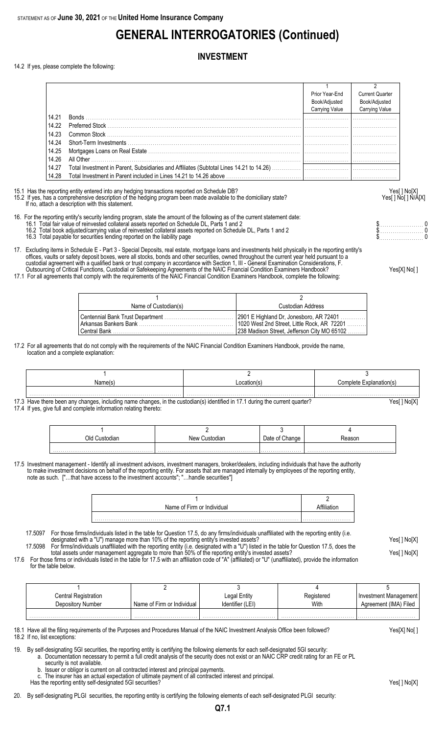STATEMENT AS OF **June 30, 2021** OF THE **United Home Insurance Company**

# GENERAL INTERROGATORIES (Continued)

## INVESTMENT

14.2 If yes, please complete the following:

| | | 1<br>Prior Year-End<br>Book/Adjusted<br>Carrying Value | 2<br>Current Quarter<br>Book/Adjusted<br>Carrying Value |
|---|---|---|---|
| 14.21 | Bonds | | |
| 14.22 | Preferred Stock | | |
| 14.23 | Common Stock | | |
| 14.24 | Short-Term Investments | | |
| 14.25 | Mortgages Loans on Real Estate | | |
| 14.26 | All Other | | |
| 14.27 | Total Investment in Parent, Subsidiaries and Affiliates (Subtotal Lines 14.21 to 14.26) | | |
| 14.28 | Total Investment in Parent included in Lines 14.21 to 14.26 above | | |

15.1 Has the reporting entity entered into any hedging transactions reported on Schedule DB? Yes[ ] No[X]

15.2 If yes, has a comprehensive description of the hedging program been made available to the domiciliary state? Yes[ ] No[ ] N/A[X]
If no, attach a description with this statement.

16. For the reporting entity's security lending program, state the amount of the following as of the current statement date:
   - 16.1 Total fair value of reinvested collateral assets reported on Schedule DL, Parts 1 and 2 $ 0
   - 16.2 Total book adjusted/carrying value of reinvested collateral assets reported on Schedule DL, Parts 1 and 2 $ 0
   - 16.3 Total payable for securities lending reported on the liability page $ 0

17. Excluding items in Schedule E - Part 3 - Special Deposits, real estate, mortgage loans and investments held physically in the reporting entity's offices, vaults or safety deposit boxes, were all stocks, bonds and other securities, owned throughout the current year held pursuant to a custodial agreement with a qualified bank or trust company in accordance with Section 1, III - General Examination Considerations, F. Outsourcing of Critical Functions, Custodial or Safekeeping Agreements of the NAIC Financial Condition Examiners Handbook? Yes[X] No[ ]

17.1 For all agreements that comply with the requirements of the NAIC Financial Condition Examiners Handbook, complete the following:

| 1<br>Name of Custodian(s) | 2<br>Custodian Address |
|---|---|
| Centennial Bank Trust Department | 2901 E Highland Dr, Jonesboro, AR 72401 |
| Arkansas Bankers Bank | 1020 West 2nd Street, Little Rock, AR 72201 |
| Central Bank | 238 Madison Street, Jefferson City MO 65102 |

17.2 For all agreements that do not comply with the requirements of the NAIC Financial Condition Examiners Handbook, provide the name, location and a complete explanation:

| 1<br>Name(s) | 2<br>Location(s) | 3<br>Complete Explanation(s) |
|---|---|---|
| | | |

17.3 Have there been any changes, including name changes, in the custodian(s) identified in 17.1 during the current quarter? Yes[ ] No[X]

17.4 If yes, give full and complete information relating thereto:

| 1<br>Old Custodian | 2<br>New Custodian | 3<br>Date of Change | 4<br>Reason |
|---|---|---|---|
| | | | |

17.5 Investment management - Identify all investment advisors, investment managers, broker/dealers, including individuals that have the authority to make investment decisions on behalf of the reporting entity. For assets that are managed internally by employees of the reporting entity, note as such. ["…that have access to the investment accounts"; "…handle securities"]

| 1<br>Name of Firm or Individual | 2<br>Affiliation |
|---|---|
| | |

17.5097 For those firms/individuals listed in the table for Question 17.5, do any firms/individuals unaffiliated with the reporting entity (i.e. designated with a "U") manage more than 10% of the reporting entity's invested assets? Yes[ ] No[X]

17.5098 For firms/individuals unaffiliated with the reporting entity (i.e. designated with a "U") listed in the table for Question 17.5, does the total assets under management aggregate to more than 50% of the reporting entity's invested assets? Yes[ ] No[X]

17.6 For those firms or individuals listed in the table for 17.5 with an affiliation code of "A" (affiliated) or "U" (unaffiliated), provide the information for the table below.

| 1<br>Central Registration<br>Depository Number | 2<br>Name of Firm or Individual | 3<br>Legal Entity<br>Identifier (LEI) | 4<br>Registered<br>With | 5<br>Investment Management<br>Agreement (IMA) Filed |
|---|---|---|---|---|
| | | | | |

18.1 Have all the filing requirements of the Purposes and Procedures Manual of the NAIC Investment Analysis Office been followed? Yes[X] No[ ]

18.2 If no, list exceptions:

19. By self-designating 5GI securities, the reporting entity is certifying the following elements for each self-designated 5GI security:
   a. Documentation necessary to permit a full credit analysis of the security does not exist or an NAIC CRP credit rating for an FE or PL security is not available.
   b. Issuer or obligor is current on all contracted interest and principal payments.
   c. The insurer has an actual expectation of ultimate payment of all contracted interest and principal.

   Has the reporting entity self-designated 5GI securities? Yes[ ] No[X]

20. By self-designating PLGI securities, the reporting entity is certifying the following elements of each self-designated PLGI security: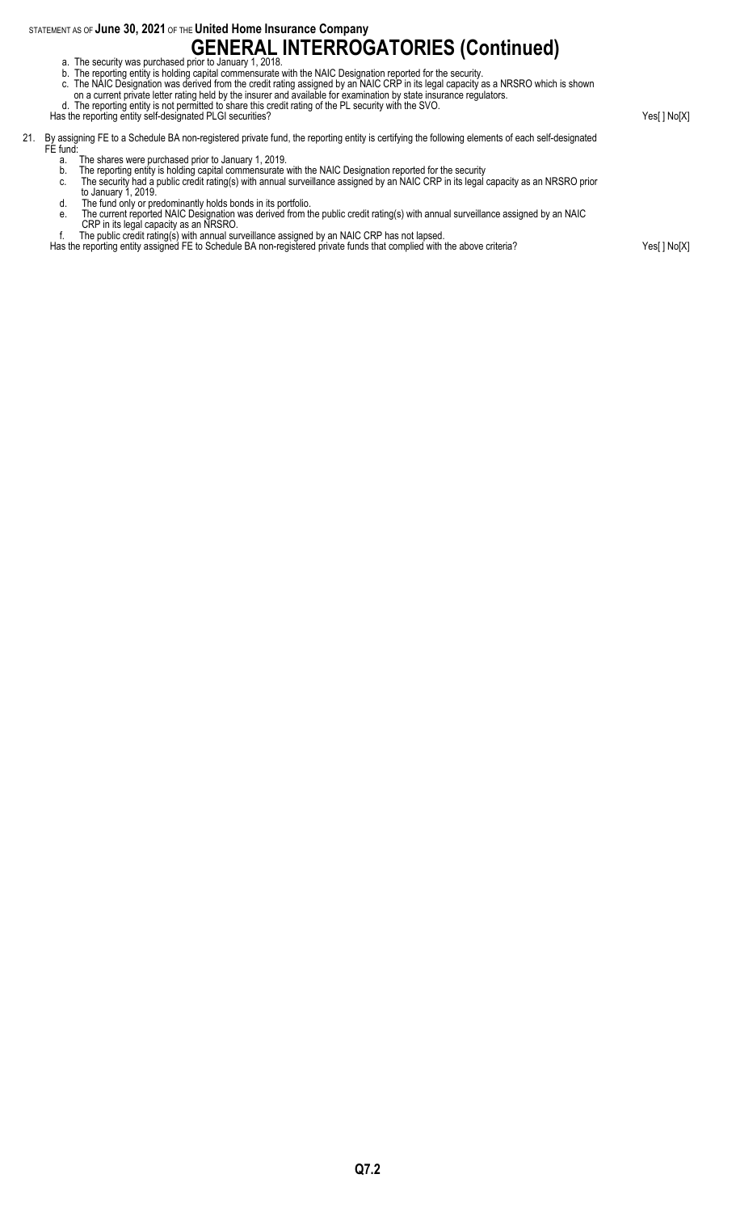# GENERAL INTERROGATORIES (Continued)

a. The security was purchased prior to January 1, 2018.
b. The reporting entity is holding capital commensurate with the NAIC Designation reported for the security.
c. The NAIC Designation was derived from the credit rating assigned by an NAIC CRP in its legal capacity as a NRSRO which is shown on a current private letter rating held by the insurer and available for examination by state insurance regulators.
d. The reporting entity is not permitted to share this credit rating of the PL security with the SVO.

Has the reporting entity self-designated PLGI securities? Yes[ ] No[X]

21. By assigning FE to a Schedule BA non-registered private fund, the reporting entity is certifying the following elements of each self-designated FE fund:
    a. The shares were purchased prior to January 1, 2019.
    b. The reporting entity is holding capital commensurate with the NAIC Designation reported for the security
    c. The security had a public credit rating(s) with annual surveillance assigned by an NAIC CRP in its legal capacity as an NRSRO prior to January 1, 2019.
    d. The fund only or predominantly holds bonds in its portfolio.
    e. The current reported NAIC Designation was derived from the public credit rating(s) with annual surveillance assigned by an NAIC CRP in its legal capacity as an NRSRO.
    f. The public credit rating(s) with annual surveillance assigned by an NAIC CRP has not lapsed.

    Has the reporting entity assigned FE to Schedule BA non-registered private funds that complied with the above criteria? Yes[ ] No[X]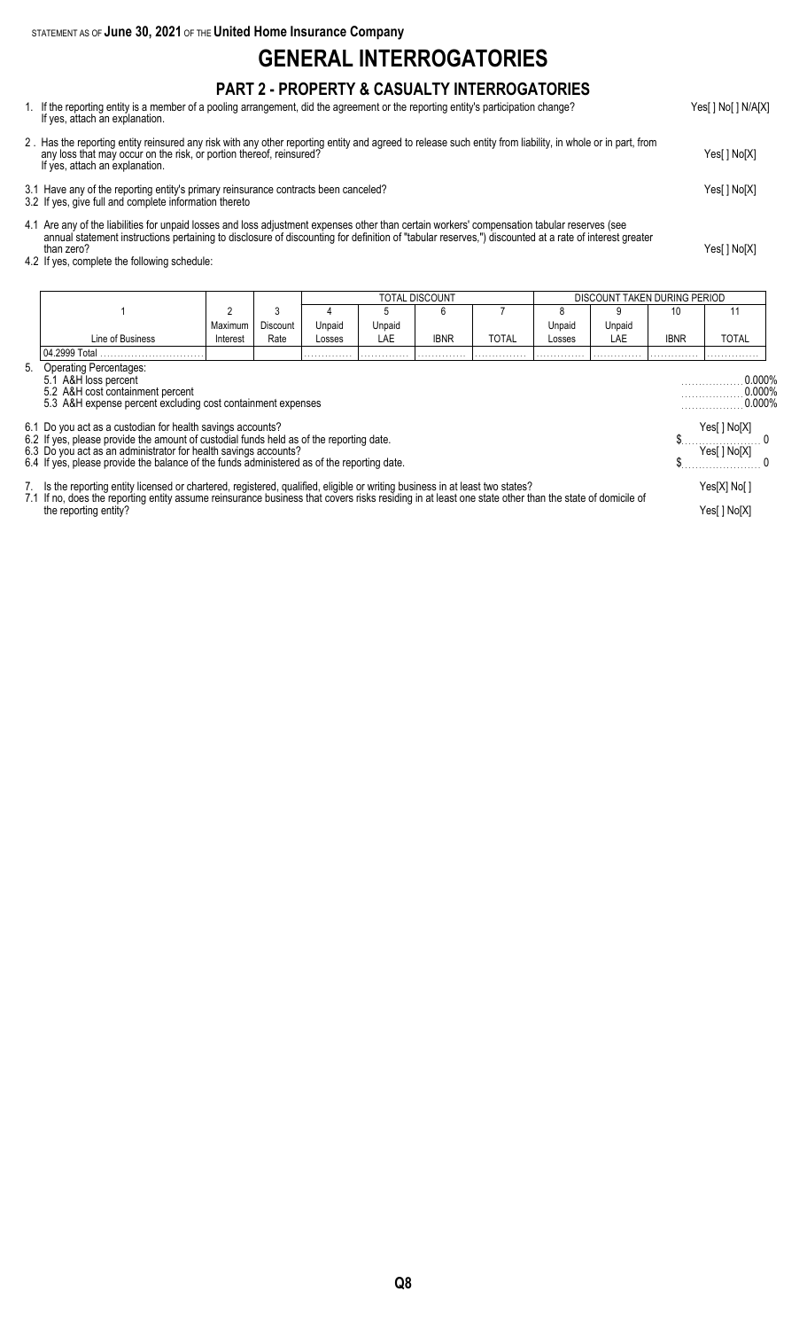STATEMENT AS OF **June 30, 2021** OF THE **United Home Insurance Company**

# GENERAL INTERROGATORIES

## PART 2 - PROPERTY & CASUALTY INTERROGATORIES

1. If the reporting entity is a member of a pooling arrangement, did the agreement or the reporting entity's participation change? If yes, attach an explanation. Yes[ ] No[ ] N/A[X]

2 . Has the reporting entity reinsured any risk with any other reporting entity and agreed to release such entity from liability, in whole or in part, from any loss that may occur on the risk, or portion thereof, reinsured? If yes, attach an explanation. Yes[ ] No[X]

3.1 Have any of the reporting entity's primary reinsurance contracts been canceled? Yes[ ] No[X]
3.2 If yes, give full and complete information thereto

4.1 Are any of the liabilities for unpaid losses and loss adjustment expenses other than certain workers' compensation tabular reserves (see annual statement instructions pertaining to disclosure of discounting for definition of "tabular reserves,") discounted at a rate of interest greater than zero? Yes[ ] No[X]
4.2 If yes, complete the following schedule:

| | | | TOTAL DISCOUNT | | | | DISCOUNT TAKEN DURING PERIOD | | | |
|---|---|---|---|---|---|---|---|---|---|---|
| 1 | 2 | 3 | 4 | 5 | 6 | 7 | 8 | 9 | 10 | 11 |
| Line of Business | Maximum Interest | Discount Rate | Unpaid Losses | Unpaid LAE | IBNR | TOTAL | Unpaid Losses | Unpaid LAE | IBNR | TOTAL |
| 04.2999 Total | | | | | | | | | | |

5. Operating Percentages:
   - 5.1 A&H loss percent 0.000%
   - 5.2 A&H cost containment percent 0.000%
   - 5.3 A&H expense percent excluding cost containment expenses 0.000%

6.1 Do you act as a custodian for health savings accounts? Yes[ ] No[X]
6.2 If yes, please provide the amount of custodial funds held as of the reporting date. $ 0
6.3 Do you act as an administrator for health savings accounts? Yes[ ] No[X]
6.4 If yes, please provide the balance of the funds administered as of the reporting date. $ 0

7. Is the reporting entity licensed or chartered, registered, qualified, eligible or writing business in at least two states? Yes[X] No[ ]
7.1 If no, does the reporting entity assume reinsurance business that covers risks residing in at least one state other than the state of domicile of the reporting entity? Yes[ ] No[X]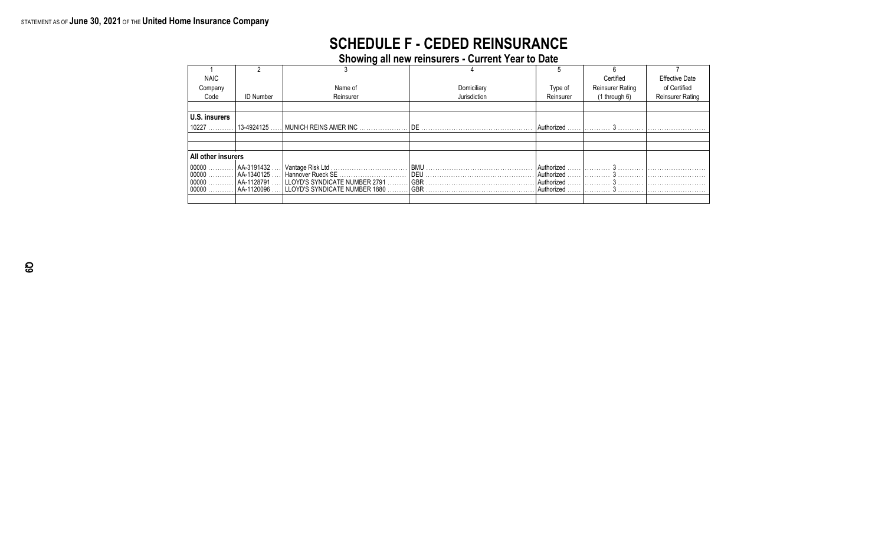STATEMENT AS OF **June 30, 2021** OF THE **United Home Insurance Company**

# SCHEDULE F - CEDED REINSURANCE

## Showing all new reinsurers - Current Year to Date

| 1<br>NAIC Company Code | 2<br>ID Number | 3<br>Name of Reinsurer | 4<br>Domiciliary Jurisdiction | 5<br>Type of Reinsurer | 6<br>Certified Reinsurer Rating (1 through 6) | 7<br>Effective Date of Certified Reinsurer Rating |
|---|---|---|---|---|---|---|
| **U.S. insurers** | | | | | | |
| 10227 | 13-4924125 | MUNICH REINS AMER INC | DE | Authorized | 3 | |
| **All other insurers** | | | | | | |
| 00000 | AA-3191432 | Vantage Risk Ltd | BMU | Authorized | 3 | |
| 00000 | AA-1340125 | Hannover Rueck SE | DEU | Authorized | 3 | |
| 00000 | AA-1128791 | LLOYD'S SYNDICATE NUMBER 2791 | GBR | Authorized | 3 | |
| 00000 | AA-1120096 | LLOYD'S SYNDICATE NUMBER 1880 | GBR | Authorized | 3 | |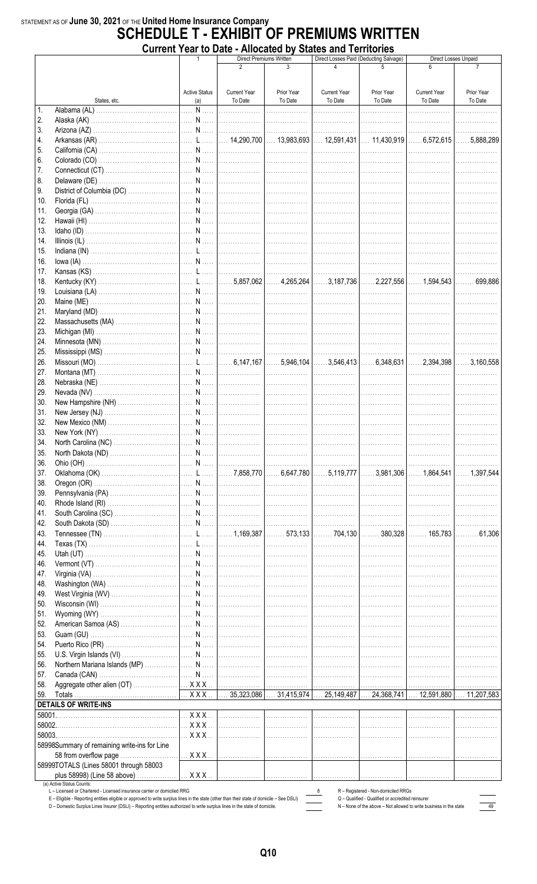STATEMENT AS OF **June 30, 2021** OF THE **United Home Insurance Company**

# SCHEDULE T - EXHIBIT OF PREMIUMS WRITTEN

## Current Year to Date - Allocated by States and Territories

| | States, etc. | 1<br>Active Status (a) | Direct Premiums Written<br>2<br>Current Year To Date | <br>3<br>Prior Year To Date | Direct Losses Paid (Deducting Salvage)<br>4<br>Current Year To Date | <br>5<br>Prior Year To Date | Direct Losses Unpaid<br>6<br>Current Year To Date | <br>7<br>Prior Year To Date |
|---|---|---|---|---|---|---|---|---|
| 1. | Alabama (AL) | N | | | | | | |
| 2. | Alaska (AK) | N | | | | | | |
| 3. | Arizona (AZ) | N | | | | | | |
| 4. | Arkansas (AR) | L | 14,290,700 | 13,983,693 | 12,591,431 | 11,430,919 | 6,572,615 | 5,888,289 |
| 5. | California (CA) | N | | | | | | |
| 6. | Colorado (CO) | N | | | | | | |
| 7. | Connecticut (CT) | N | | | | | | |
| 8. | Delaware (DE) | N | | | | | | |
| 9. | District of Columbia (DC) | N | | | | | | |
| 10. | Florida (FL) | N | | | | | | |
| 11. | Georgia (GA) | N | | | | | | |
| 12. | Hawaii (HI) | N | | | | | | |
| 13. | Idaho (ID) | N | | | | | | |
| 14. | Illinois (IL) | N | | | | | | |
| 15. | Indiana (IN) | L | | | | | | |
| 16. | Iowa (IA) | N | | | | | | |
| 17. | Kansas (KS) | L | | | | | | |
| 18. | Kentucky (KY) | L | 5,857,062 | 4,265,264 | 3,187,736 | 2,227,556 | 1,594,543 | 699,886 |
| 19. | Louisiana (LA) | N | | | | | | |
| 20. | Maine (ME) | N | | | | | | |
| 21. | Maryland (MD) | N | | | | | | |
| 22. | Massachusetts (MA) | N | | | | | | |
| 23. | Michigan (MI) | N | | | | | | |
| 24. | Minnesota (MN) | N | | | | | | |
| 25. | Mississippi (MS) | N | | | | | | |
| 26. | Missouri (MO) | L | 6,147,167 | 5,946,104 | 3,546,413 | 6,348,631 | 2,394,398 | 3,160,558 |
| 27. | Montana (MT) | N | | | | | | |
| 28. | Nebraska (NE) | N | | | | | | |
| 29. | Nevada (NV) | N | | | | | | |
| 30. | New Hampshire (NH) | N | | | | | | |
| 31. | New Jersey (NJ) | N | | | | | | |
| 32. | New Mexico (NM) | N | | | | | | |
| 33. | New York (NY) | N | | | | | | |
| 34. | North Carolina (NC) | N | | | | | | |
| 35. | North Dakota (ND) | N | | | | | | |
| 36. | Ohio (OH) | N | | | | | | |
| 37. | Oklahoma (OK) | L | 7,858,770 | 6,647,780 | 5,119,777 | 3,981,306 | 1,864,541 | 1,397,544 |
| 38. | Oregon (OR) | N | | | | | | |
| 39. | Pennsylvania (PA) | N | | | | | | |
| 40. | Rhode Island (RI) | N | | | | | | |
| 41. | South Carolina (SC) | N | | | | | | |
| 42. | South Dakota (SD) | N | | | | | | |
| 43. | Tennessee (TN) | L | 1,169,387 | 573,133 | 704,130 | 380,328 | 165,783 | 61,306 |
| 44. | Texas (TX) | L | | | | | | |
| 45. | Utah (UT) | N | | | | | | |
| 46. | Vermont (VT) | N | | | | | | |
| 47. | Virginia (VA) | N | | | | | | |
| 48. | Washington (WA) | N | | | | | | |
| 49. | West Virginia (WV) | N | | | | | | |
| 50. | Wisconsin (WI) | N | | | | | | |
| 51. | Wyoming (WY) | N | | | | | | |
| 52. | American Samoa (AS) | N | | | | | | |
| 53. | Guam (GU) | N | | | | | | |
| 54. | Puerto Rico (PR) | N | | | | | | |
| 55. | U.S. Virgin Islands (VI) | N | | | | | | |
| 56. | Northern Mariana Islands (MP) | N | | | | | | |
| 57. | Canada (CAN) | N | | | | | | |
| 58. | Aggregate other alien (OT) | XXX | | | | | | |
| 59. | Totals | XXX | 35,323,086 | 31,415,974 | 25,149,487 | 24,368,741 | 12,591,880 | 11,207,583 |
| | **DETAILS OF WRITE-INS** | | | | | | | |
| 58001. | | XXX | | | | | | |
| 58002. | | XXX | | | | | | |
| 58003. | | XXX | | | | | | |
| 58998 | Summary of remaining write-ins for Line 58 from overflow page | XXX | | | | | | |
| 58999 | TOTALS (Lines 58001 through 58003 plus 58998) (Line 58 above) | XXX | | | | | | |

(a) Active Status Counts:

L – Licensed or Chartered - Licensed insurance carrier or domiciled RRG ..... 8
R – Registered - Non-domiciled RRGs .....
E – Eligible - Reporting entities eligible or approved to write surplus lines in the state (other than their state of domicile – See DSLI) .....
Q – Qualified - Qualified or accredited reinsurer .....
D – Domestic Surplus Lines Insurer (DSLI) – Reporting entities authorized to write surplus lines in the state of domicile. .....
N – None of the above - Not allowed to write business in the state ..... 49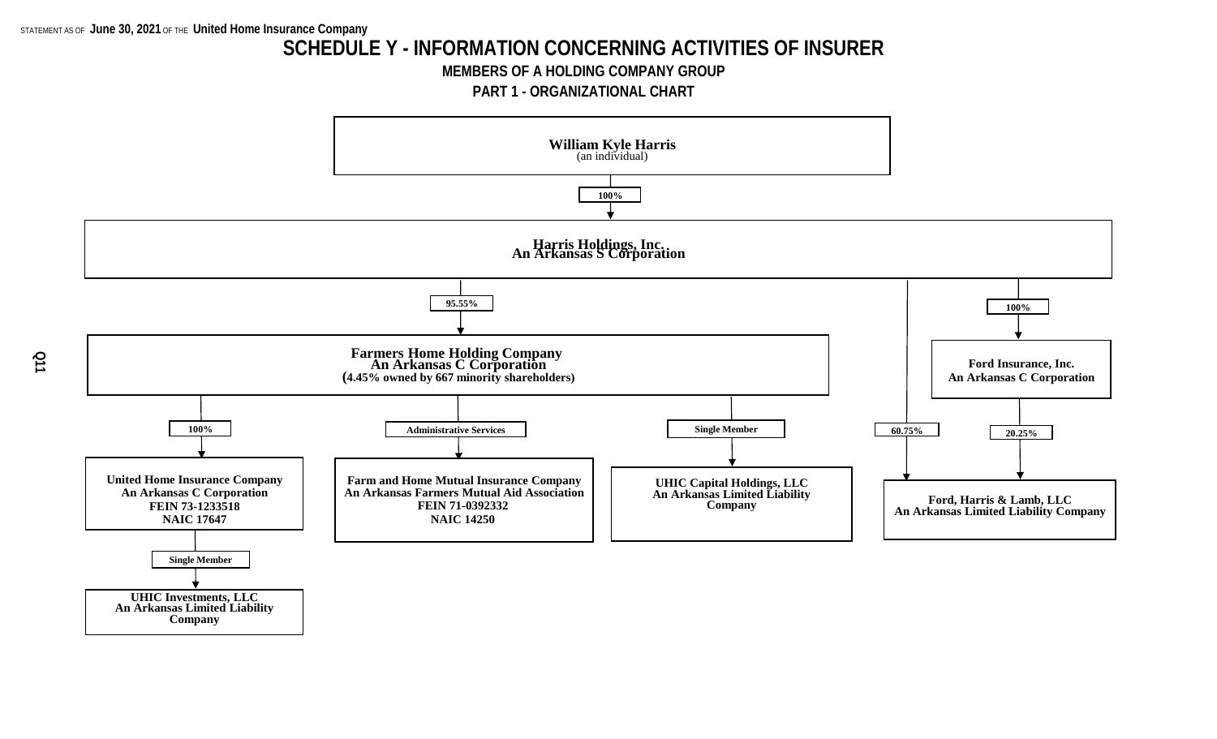STATEMENT AS OF **June 30, 2021** OF THE **United Home Insurance Company**

# SCHEDULE Y - INFORMATION CONCERNING ACTIVITIES OF INSURER

## MEMBERS OF A HOLDING COMPANY GROUP

### PART 1 - ORGANIZATIONAL CHART

**William Kyle Harris**
(an individual)

↓ 100%

**Harris Holdings, Inc.**
**An Arkansas S Corporation**

- ↓ 95.55% → **Farmers Home Holding Company**
  **An Arkansas C Corporation**
  **(4.45% owned by 667 minority shareholders)**
  - ↓ 100% → **United Home Insurance Company**
    **An Arkansas C Corporation**
    **FEIN 73-1233518**
    **NAIC 17647**
    - ↓ Single Member → **UHIC Investments, LLC**
      **An Arkansas Limited Liability Company**
  - ↓ Administrative Services → **Farm and Home Mutual Insurance Company**
    **An Arkansas Farmers Mutual Aid Association**
    **FEIN 71-0392332**
    **NAIC 14250**
  - ↓ Single Member → **UHIC Capital Holdings, LLC**
    **An Arkansas Limited Liability Company**
- ↓ 60.75% → **Ford, Harris & Lamb, LLC**
  **An Arkansas Limited Liability Company**
- ↓ 100% → **Ford Insurance, Inc.**
  **An Arkansas C Corporation**
  - ↓ 20.25% → **Ford, Harris & Lamb, LLC**
    **An Arkansas Limited Liability Company**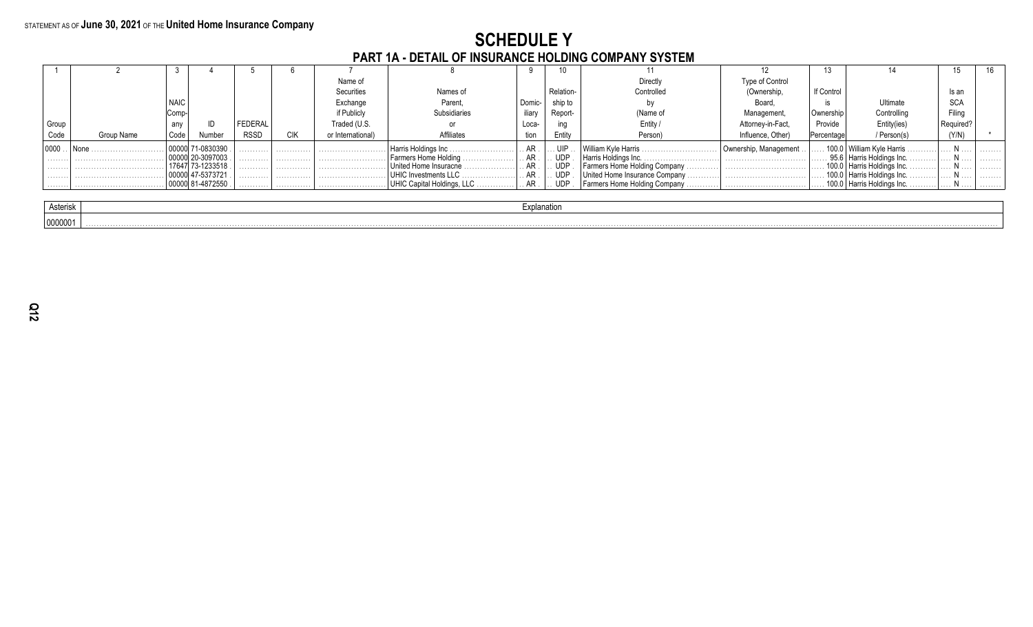STATEMENT AS OF **June 30, 2021** OF THE **United Home Insurance Company**

# SCHEDULE Y

## PART 1A - DETAIL OF INSURANCE HOLDING COMPANY SYSTEM

| 1 | 2 | 3 | 4 | 5 | 6 | 7 | 8 | 9 | 10 | 11 | 12 | 13 | 14 | 15 | 16 |
|---|---|---|---|---|---|---|---|---|---|---|---|---|---|---|---|
| Group Code | Group Name | NAIC Company Code | ID Number | FEDERAL RSSD | CIK | Name of Securities Exchange if Publicly Traded (U.S. or International) | Names of Parent, Subsidiaries or Affiliates | Domiciliary Location | Relationship to Reporting Entity | Directly Controlled by (Name of Entity / Person) | Type of Control (Ownership, Board, Management, Attorney-in-Fact, Influence, Other) | If Control is Ownership Provide Percentage | Ultimate Controlling Entity(ies) / Person(s) | Is an SCA Filing Required? (Y/N) | * |
| 0000 | None | 00000 | 71-0830390 | | | | Harris Holdings Inc | AR | UIP | William Kyle Harris | Ownership, Management | 100.0 | William Kyle Harris | N | |
| | | 00000 | 20-3097003 | | | | Farmers Home Holding | AR | UDP | Harris Holdings Inc. | | 95.6 | Harris Holdings Inc. | N | |
| | | 17647 | 73-1233518 | | | | United Home Insuracne | AR | UDP | Farmers Home Holding Company | | 100.0 | Harris Holdings Inc. | N | |
| | | 00000 | 47-5373721 | | | | UHIC Investments LLC | AR | UDP | United Home Insurance Company | | 100.0 | Harris Holdings Inc. | N | |
| | | 00000 | 81-4872550 | | | | UHIC Capital Holdings, LLC | AR | UDP | Farmers Home Holding Company | | 100.0 | Harris Holdings Inc. | N | |

| Asterisk | Explanation |
|---|---|
| 0000001 | |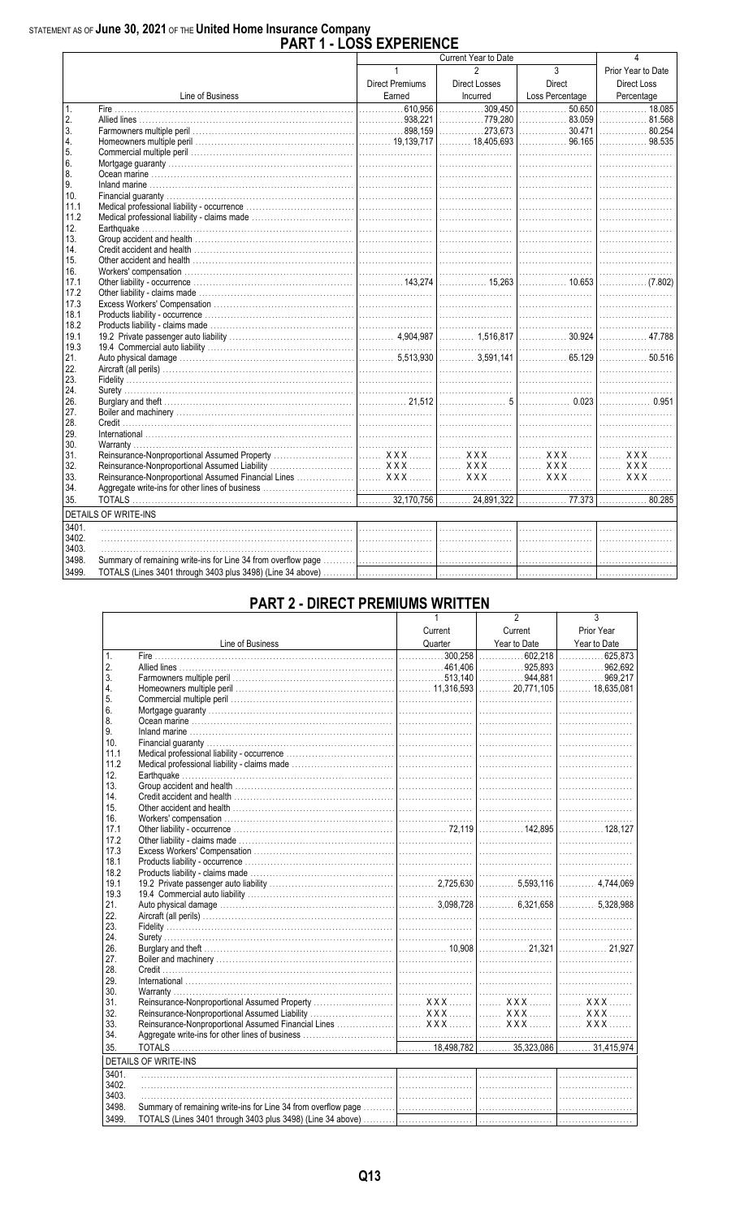STATEMENT AS OF **June 30, 2021** OF THE **United Home Insurance Company**

# PART 1 - LOSS EXPERIENCE

| | Line of Business | Current Year to Date 1 Direct Premiums Earned | 2 Direct Losses Incurred | 3 Direct Loss Percentage | 4 Prior Year to Date Direct Loss Percentage |
|---|---|---|---|---|---|
| 1. | Fire | 610,956 | 309,450 | 50.650 | 18.085 |
| 2. | Allied lines | 938,221 | 779,280 | 83.059 | 81.568 |
| 3. | Farmowners multiple peril | 898,159 | 273,673 | 30.471 | 80.254 |
| 4. | Homeowners multiple peril | 19,139,717 | 18,405,693 | 96.165 | 98.535 |
| 5. | Commercial multiple peril | | | | |
| 6. | Mortgage guaranty | | | | |
| 8. | Ocean marine | | | | |
| 9. | Inland marine | | | | |
| 10. | Financial guaranty | | | | |
| 11.1 | Medical professional liability - occurrence | | | | |
| 11.2 | Medical professional liability - claims made | | | | |
| 12. | Earthquake | | | | |
| 13. | Group accident and health | | | | |
| 14. | Credit accident and health | | | | |
| 15. | Other accident and health | | | | |
| 16. | Workers' compensation | | | | |
| 17.1 | Other liability - occurrence | 143,274 | 15,263 | 10.653 | (7.802) |
| 17.2 | Other liability - claims made | | | | |
| 17.3 | Excess Workers' Compensation | | | | |
| 18.1 | Products liability - occurrence | | | | |
| 18.2 | Products liability - claims made | | | | |
| 19.1 | 19.2 Private passenger auto liability | 4,904,987 | 1,516,817 | 30.924 | 47.788 |
| 19.3 | 19.4 Commercial auto liability | | | | |
| 21. | Auto physical damage | 5,513,930 | 3,591,141 | 65.129 | 50.516 |
| 22. | Aircraft (all perils) | | | | |
| 23. | Fidelity | | | | |
| 24. | Surety | | | | |
| 26. | Burglary and theft | 21,512 | 5 | 0.023 | 0.951 |
| 27. | Boiler and machinery | | | | |
| 28. | Credit | | | | |
| 29. | International | | | | |
| 30. | Warranty | | | | |
| 31. | Reinsurance-Nonproportional Assumed Property | XXX | XXX | XXX | XXX |
| 32. | Reinsurance-Nonproportional Assumed Liability | XXX | XXX | XXX | XXX |
| 33. | Reinsurance-Nonproportional Assumed Financial Lines | XXX | XXX | XXX | XXX |
| 34. | Aggregate write-ins for other lines of business | | | | |
| 35. | TOTALS | 32,170,756 | 24,891,322 | 77.373 | 80.285 |
| | DETAILS OF WRITE-INS | | | | |
| 3401. | | | | | |
| 3402. | | | | | |
| 3403. | | | | | |
| 3498. | Summary of remaining write-ins for Line 34 from overflow page | | | | |
| 3499. | TOTALS (Lines 3401 through 3403 plus 3498) (Line 34 above) | | | | |

# PART 2 - DIRECT PREMIUMS WRITTEN

| | Line of Business | 1 Current Quarter | 2 Current Year to Date | 3 Prior Year Year to Date |
|---|---|---|---|---|
| 1. | Fire | 300,258 | 602,218 | 625,873 |
| 2. | Allied lines | 461,406 | 925,893 | 962,692 |
| 3. | Farmowners multiple peril | 513,140 | 944,881 | 969,217 |
| 4. | Homeowners multiple peril | 11,316,593 | 20,771,105 | 18,635,081 |
| 5. | Commercial multiple peril | | | |
| 6. | Mortgage guaranty | | | |
| 8. | Ocean marine | | | |
| 9. | Inland marine | | | |
| 10. | Financial guaranty | | | |
| 11.1 | Medical professional liability - occurrence | | | |
| 11.2 | Medical professional liability - claims made | | | |
| 12. | Earthquake | | | |
| 13. | Group accident and health | | | |
| 14. | Credit accident and health | | | |
| 15. | Other accident and health | | | |
| 16. | Workers' compensation | | | |
| 17.1 | Other liability - occurrence | 72,119 | 142,895 | 128,127 |
| 17.2 | Other liability - claims made | | | |
| 17.3 | Excess Workers' Compensation | | | |
| 18.1 | Products liability - occurrence | | | |
| 18.2 | Products liability - claims made | | | |
| 19.1 | 19.2 Private passenger auto liability | 2,725,630 | 5,593,116 | 4,744,069 |
| 19.3 | 19.4 Commercial auto liability | | | |
| 21. | Auto physical damage | 3,098,728 | 6,321,658 | 5,328,988 |
| 22. | Aircraft (all perils) | | | |
| 23. | Fidelity | | | |
| 24. | Surety | | | |
| 26. | Burglary and theft | 10,908 | 21,321 | 21,927 |
| 27. | Boiler and machinery | | | |
| 28. | Credit | | | |
| 29. | International | | | |
| 30. | Warranty | | | |
| 31. | Reinsurance-Nonproportional Assumed Property | XXX | XXX | XXX |
| 32. | Reinsurance-Nonproportional Assumed Liability | XXX | XXX | XXX |
| 33. | Reinsurance-Nonproportional Assumed Financial Lines | XXX | XXX | XXX |
| 34. | Aggregate write-ins for other lines of business | | | |
| 35. | TOTALS | 18,498,782 | 35,323,086 | 31,415,974 |
| | DETAILS OF WRITE-INS | | | |
| 3401. | | | | |
| 3402. | | | | |
| 3403. | | | | |
| 3498. | Summary of remaining write-ins for Line 34 from overflow page | | | |
| 3499. | TOTALS (Lines 3401 through 3403 plus 3498) (Line 34 above) | | | |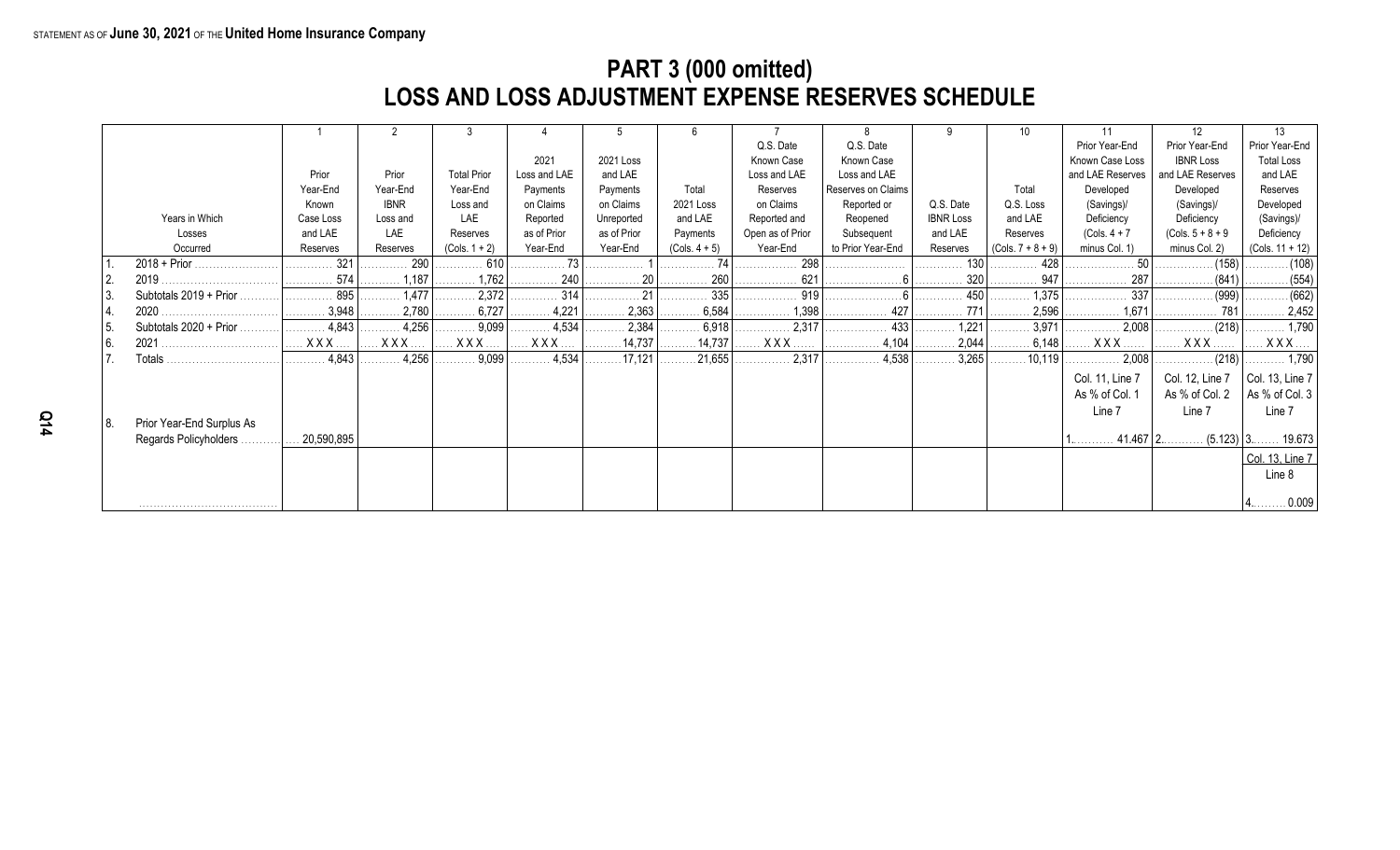STATEMENT AS OF **June 30, 2021** OF THE **United Home Insurance Company**

# PART 3 (000 omitted)
# LOSS AND LOSS ADJUSTMENT EXPENSE RESERVES SCHEDULE

| | Years in Which Losses Occurred | 1<br>Prior Year-End Known Case Loss and LAE Reserves | 2<br>Prior Year-End IBNR Loss and LAE Reserves | 3<br>Total Prior Year-End Loss and LAE Reserves (Cols. 1 + 2) | 4<br>2021 Loss and LAE Payments on Claims Reported as of Prior Year-End | 5<br>2021 Loss and LAE Payments on Claims Unreported as of Prior Year-End | 6<br>Total 2021 Loss and LAE Payments (Cols. 4 + 5) | 7<br>Q.S. Date Known Case Loss and LAE Reserves on Claims Reported and Open as of Prior Year-End | 8<br>Q.S. Date Known Case Loss and LAE Reserves on Claims Reopened or Reported Subsequent to Prior Year-End | 9<br>Q.S. Date IBNR Loss and LAE Reserves | 10<br>Total Q.S. Loss and LAE Reserves (Cols. 7 + 8 + 9) | 11<br>Prior Year-End Known Case Loss and LAE Reserves Developed (Savings)/ Deficiency (Cols. 4 + 7 minus Col. 1) | 12<br>Prior Year-End IBNR Loss and LAE Reserves Developed (Savings)/ Deficiency (Cols. 5 + 8 + 9 minus Col. 2) | 13<br>Prior Year-End Total Loss and LAE Reserves Developed (Savings)/ Deficiency (Cols. 11 + 12) |
|---|---|---|---|---|---|---|---|---|---|---|---|---|---|---|
| 1. | 2018 + Prior | 321 | 290 | 610 | 73 | 1 | 74 | 298 | | 130 | 428 | 50 | (158) | (108) |
| 2. | 2019 | 574 | 1,187 | 1,762 | 240 | 20 | 260 | 621 | 6 | 320 | 947 | 287 | (841) | (554) |
| 3. | Subtotals 2019 + Prior | 895 | 1,477 | 2,372 | 314 | 21 | 335 | 919 | 6 | 450 | 1,375 | 337 | (999) | (662) |
| 4. | 2020 | 3,948 | 2,780 | 6,727 | 4,221 | 2,363 | 6,584 | 1,398 | 427 | 771 | 2,596 | 1,671 | 781 | 2,452 |
| 5. | Subtotals 2020 + Prior | 4,843 | 4,256 | 9,099 | 4,534 | 2,384 | 6,918 | 2,317 | 433 | 1,221 | 3,971 | 2,008 | (218) | 1,790 |
| 6. | 2021 | XXX | XXX | XXX | XXX | 14,737 | 14,737 | XXX | 4,104 | 2,044 | 6,148 | XXX | XXX | XXX |
| 7. | Totals | 4,843 | 4,256 | 9,099 | 4,534 | 17,121 | 21,655 | 2,317 | 4,538 | 3,265 | 10,119 | 2,008 | (218) | 1,790 |
| | | | | | | | | | | | | Col. 11, Line 7 As % of Col. 1 Line 7 | Col. 12, Line 7 As % of Col. 2 Line 7 | Col. 13, Line 7 As % of Col. 3 Line 7 |
| 8. | Prior Year-End Surplus As Regards Policyholders | 20,590,895 | | | | | | | | | | 1. 41.467 | 2. (5.123) | 3. 19.673 |
| | | | | | | | | | | | | | | Col. 13, Line 7 Line 8 |
| | | | | | | | | | | | | | | 4. 0.009 |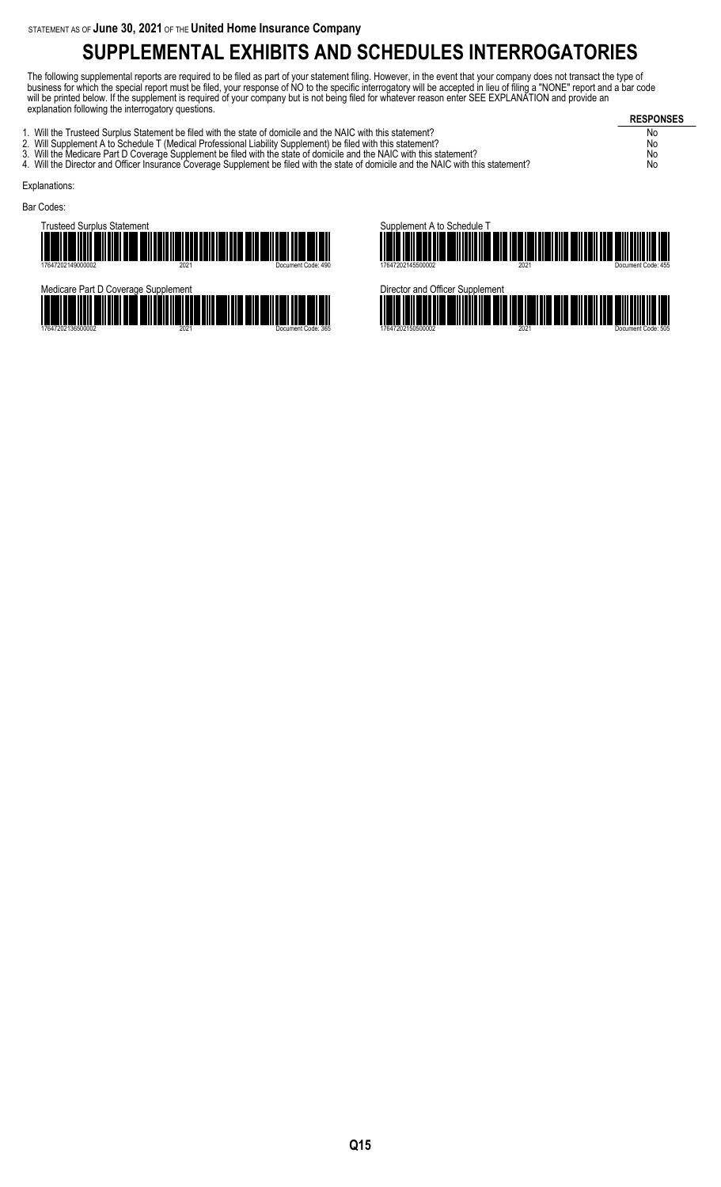STATEMENT AS OF **June 30, 2021** OF THE **United Home Insurance Company**

# SUPPLEMENTAL EXHIBITS AND SCHEDULES INTERROGATORIES

The following supplemental reports are required to be filed as part of your statement filing. However, in the event that your company does not transact the type of business for which the special report must be filed, your response of NO to the specific interrogatory will be accepted in lieu of filing a "NONE" report and a bar code will be printed below. If the supplement is required of your company but is not being filed for whatever reason enter SEE EXPLANATION and provide an explanation following the interrogatory questions.

| | RESPONSES |
|---|---|
| 1. Will the Trusteed Surplus Statement be filed with the state of domicile and the NAIC with this statement? | No |
| 2. Will Supplement A to Schedule T (Medical Professional Liability Supplement) be filed with this statement? | No |
| 3. Will the Medicare Part D Coverage Supplement be filed with the state of domicile and the NAIC with this statement? | No |
| 4. Will the Director and Officer Insurance Coverage Supplement be filed with the state of domicile and the NAIC with this statement? | No |

Explanations:

Bar Codes:

Trusteed Surplus Statement
17647202149000002 2021 Document Code: 490

Supplement A to Schedule T
17647202145500002 2021 Document Code: 455

Medicare Part D Coverage Supplement
17647202136500002 2021 Document Code: 365

Director and Officer Supplement
17647202150500002 2021 Document Code: 505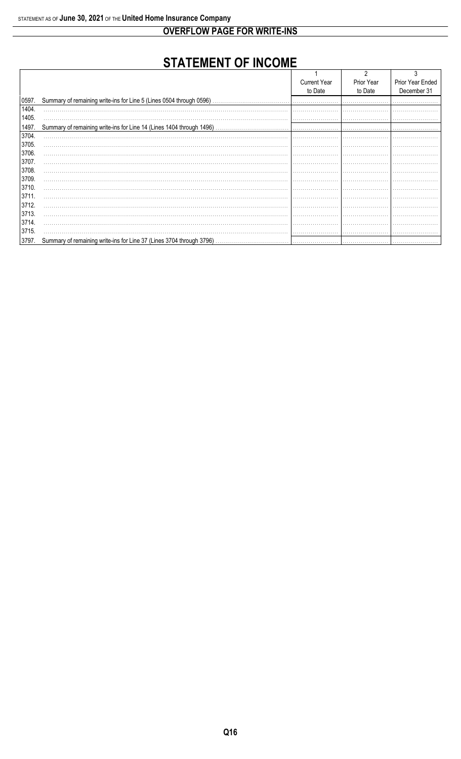STATEMENT AS OF **June 30, 2021** OF THE **United Home Insurance Company**

## OVERFLOW PAGE FOR WRITE-INS

# STATEMENT OF INCOME

| | | 1<br>Current Year<br>to Date | 2<br>Prior Year<br>to Date | 3<br>Prior Year Ended<br>December 31 |
|---|---|---|---|---|
| 0597. | Summary of remaining write-ins for Line 5 (Lines 0504 through 0596) | | | |
| 1404. | | | | |
| 1405. | | | | |
| 1497. | Summary of remaining write-ins for Line 14 (Lines 1404 through 1496) | | | |
| 3704. | | | | |
| 3705. | | | | |
| 3706. | | | | |
| 3707. | | | | |
| 3708. | | | | |
| 3709. | | | | |
| 3710. | | | | |
| 3711. | | | | |
| 3712. | | | | |
| 3713. | | | | |
| 3714. | | | | |
| 3715. | | | | |
| 3797. | Summary of remaining write-ins for Line 37 (Lines 3704 through 3796) | | | |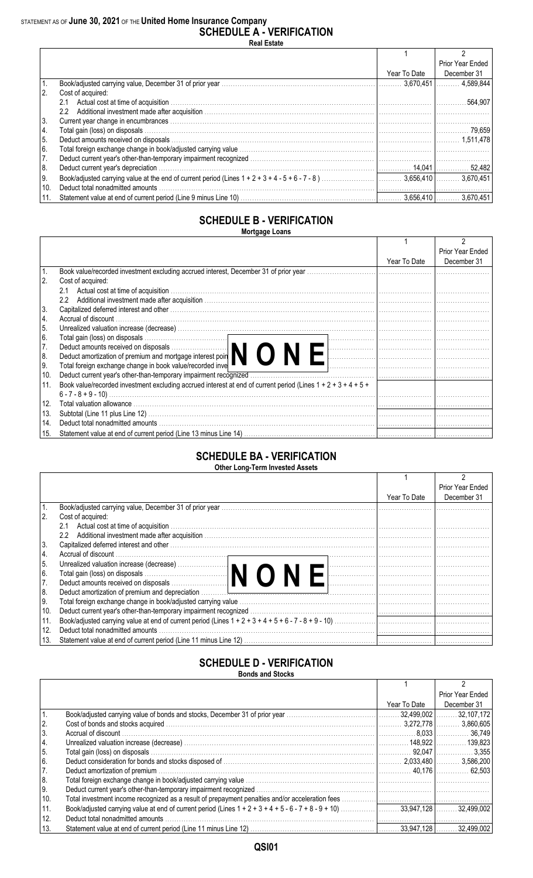STATEMENT AS OF **June 30, 2021** OF THE **United Home Insurance Company**

# SCHEDULE A - VERIFICATION

**Real Estate**

| | | 1<br>Year To Date | 2<br>Prior Year Ended December 31 |
|---|---|---|---|
| 1. | Book/adjusted carrying value, December 31 of prior year | 3,670,451 | 4,589,844 |
| 2. | Cost of acquired: | | |
| | 2.1 Actual cost at time of acquisition | | 564,907 |
| | 2.2 Additional investment made after acquisition | | |
| 3. | Current year change in encumbrances | | |
| 4. | Total gain (loss) on disposals | | 79,659 |
| 5. | Deduct amounts received on disposals | | 1,511,478 |
| 6. | Total foreign exchange change in book/adjusted carrying value | | |
| 7. | Deduct current year's other-than-temporary impairment recognized | | |
| 8. | Deduct current year's depreciation | 14,041 | 52,482 |
| 9. | Book/adjusted carrying value at the end of current period (Lines 1 + 2 + 3 + 4 - 5 + 6 - 7 - 8 ) | 3,656,410 | 3,670,451 |
| 10. | Deduct total nonadmitted amounts | | |
| 11. | Statement value at end of current period (Line 9 minus Line 10) | 3,656,410 | 3,670,451 |

# SCHEDULE B - VERIFICATION

**Mortgage Loans**

| | | 1<br>Year To Date | 2<br>Prior Year Ended December 31 |
|---|---|---|---|
| 1. | Book value/recorded investment excluding accrued interest, December 31 of prior year | | |
| 2. | Cost of acquired: | | |
| | 2.1 Actual cost at time of acquisition | | |
| | 2.2 Additional investment made after acquisition | | |
| 3. | Capitalized deferred interest and other | | |
| 4. | Accrual of discount | | |
| 5. | Unrealized valuation increase (decrease) | | |
| 6. | Total gain (loss) on disposals | | |
| 7. | Deduct amounts received on disposals | | |
| 8. | Deduct amortization of premium and mortgage interest points and commitment fees | | |
| 9. | Total foreign exchange change in book value/recorded investment excluding accrued interest | | |
| 10. | Deduct current year's other-than-temporary impairment recognized | | |
| 11. | Book value/recorded investment excluding accrued interest at end of current period (Lines 1 + 2 + 3 + 4 + 5 + 6 - 7 - 8 + 9 - 10) | | |
| 12. | Total valuation allowance | | |
| 13. | Subtotal (Line 11 plus Line 12) | | |
| 14. | Deduct total nonadmitted amounts | | |
| 15. | Statement value at end of current period (Line 13 minus Line 14) | | |

**NONE**

# SCHEDULE BA - VERIFICATION

**Other Long-Term Invested Assets**

| | | 1<br>Year To Date | 2<br>Prior Year Ended December 31 |
|---|---|---|---|
| 1. | Book/adjusted carrying value, December 31 of prior year | | |
| 2. | Cost of acquired: | | |
| | 2.1 Actual cost at time of acquisition | | |
| | 2.2 Additional investment made after acquisition | | |
| 3. | Capitalized deferred interest and other | | |
| 4. | Accrual of discount | | |
| 5. | Unrealized valuation increase (decrease) | | |
| 6. | Total gain (loss) on disposals | | |
| 7. | Deduct amounts received on disposals | | |
| 8. | Deduct amortization of premium and depreciation | | |
| 9. | Total foreign exchange change in book/adjusted carrying value | | |
| 10. | Deduct current year's other-than-temporary impairment recognized | | |
| 11. | Book/adjusted carrying value at end of current period (Lines 1 + 2 + 3 + 4 + 5 + 6 - 7 - 8 + 9 - 10) | | |
| 12. | Deduct total nonadmitted amounts | | |
| 13. | Statement value at end of current period (Line 11 minus Line 12) | | |

**NONE**

# SCHEDULE D - VERIFICATION

**Bonds and Stocks**

| | | 1<br>Year To Date | 2<br>Prior Year Ended December 31 |
|---|---|---|---|
| 1. | Book/adjusted carrying value of bonds and stocks, December 31 of prior year | 32,499,002 | 32,107,172 |
| 2. | Cost of bonds and stocks acquired | 3,272,778 | 3,860,605 |
| 3. | Accrual of discount | 8,033 | 36,749 |
| 4. | Unrealized valuation increase (decrease) | 148,922 | 139,823 |
| 5. | Total gain (loss) on disposals | 92,047 | 3,355 |
| 6. | Deduct consideration for bonds and stocks disposed of | 2,033,480 | 3,586,200 |
| 7. | Deduct amortization of premium | 40,176 | 62,503 |
| 8. | Total foreign exchange change in book/adjusted carrying value | | |
| 9. | Deduct current year's other-than-temporary impairment recognized | | |
| 10. | Total investment income recognized as a result of prepayment penalties and/or acceleration fees | | |
| 11. | Book/adjusted carrying value at end of current period (Lines 1 + 2 + 3 + 4 + 5 - 6 - 7 + 8 - 9 + 10) | 33,947,128 | 32,499,002 |
| 12. | Deduct total nonadmitted amounts | | |
| 13. | Statement value at end of current period (Line 11 minus Line 12) | 33,947,128 | 32,499,002 |

QSI01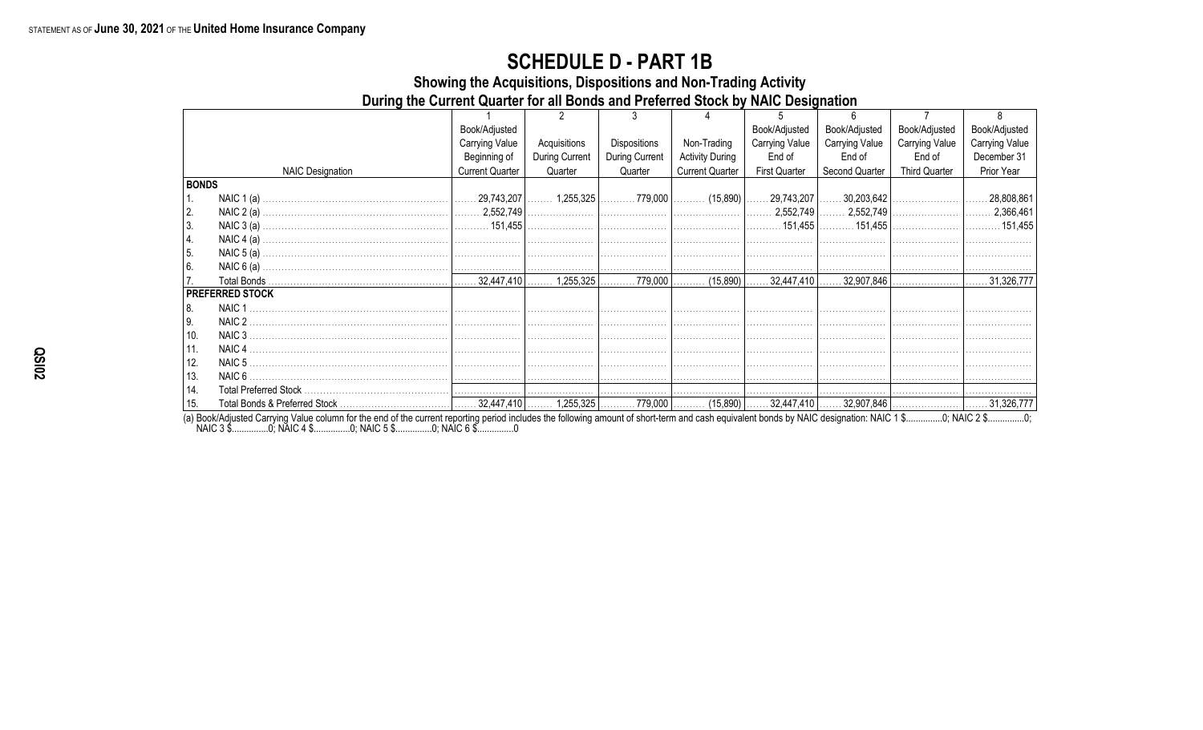STATEMENT AS OF **June 30, 2021** OF THE **United Home Insurance Company**

# SCHEDULE D - PART 1B

## Showing the Acquisitions, Dispositions and Non-Trading Activity
## During the Current Quarter for all Bonds and Preferred Stock by NAIC Designation

| | NAIC Designation | 1<br>Book/Adjusted Carrying Value Beginning of Current Quarter | 2<br>Acquisitions During Current Quarter | 3<br>Dispositions During Current Quarter | 4<br>Non-Trading Activity During Current Quarter | 5<br>Book/Adjusted Carrying Value End of First Quarter | 6<br>Book/Adjusted Carrying Value End of Second Quarter | 7<br>Book/Adjusted Carrying Value End of Third Quarter | 8<br>Book/Adjusted Carrying Value December 31 Prior Year |
|---|---|---|---|---|---|---|---|---|---|
| **BONDS** | | | | | | | | | |
| 1. | NAIC 1 (a) | 29,743,207 | 1,255,325 | 779,000 | (15,890) | 29,743,207 | 30,203,642 | | 28,808,861 |
| 2. | NAIC 2 (a) | 2,552,749 | | | | 2,552,749 | 2,552,749 | | 2,366,461 |
| 3. | NAIC 3 (a) | 151,455 | | | | 151,455 | 151,455 | | 151,455 |
| 4. | NAIC 4 (a) | | | | | | | | |
| 5. | NAIC 5 (a) | | | | | | | | |
| 6. | NAIC 6 (a) | | | | | | | | |
| 7. | Total Bonds | 32,447,410 | 1,255,325 | 779,000 | (15,890) | 32,447,410 | 32,907,846 | | 31,326,777 |
| **PREFERRED STOCK** | | | | | | | | | |
| 8. | NAIC 1 | | | | | | | | |
| 9. | NAIC 2 | | | | | | | | |
| 10. | NAIC 3 | | | | | | | | |
| 11. | NAIC 4 | | | | | | | | |
| 12. | NAIC 5 | | | | | | | | |
| 13. | NAIC 6 | | | | | | | | |
| 14. | Total Preferred Stock | | | | | | | | |
| 15. | Total Bonds & Preferred Stock | 32,447,410 | 1,255,325 | 779,000 | (15,890) | 32,447,410 | 32,907,846 | | 31,326,777 |

(a) Book/Adjusted Carrying Value column for the end of the current reporting period includes the following amount of short-term and cash equivalent bonds by NAIC designation: NAIC 1 $...............0; NAIC 2 $...............0; NAIC 3 $...............0; NAIC 4 $...............0; NAIC 5 $...............0; NAIC 6 $...............0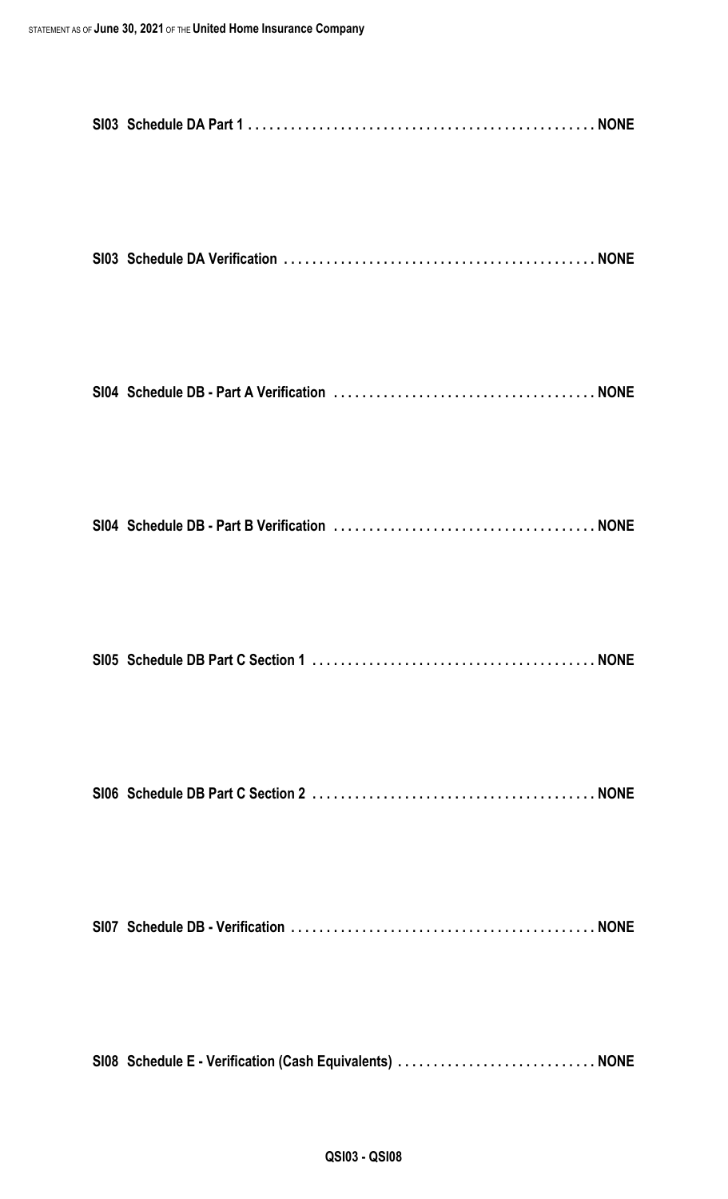**SI03 Schedule DA Part 1 . . . . . . . . . . . . . . . . . . . . . . . . . . . . . . . . . . . . . . . . . . . . . . . . NONE**

**SI03 Schedule DA Verification . . . . . . . . . . . . . . . . . . . . . . . . . . . . . . . . . . . . . . . . . . . . NONE**

**SI04 Schedule DB - Part A Verification . . . . . . . . . . . . . . . . . . . . . . . . . . . . . . . . . . . . . NONE**

**SI04 Schedule DB - Part B Verification . . . . . . . . . . . . . . . . . . . . . . . . . . . . . . . . . . . . . NONE**

**SI05 Schedule DB Part C Section 1 . . . . . . . . . . . . . . . . . . . . . . . . . . . . . . . . . . . . . . . . NONE**

**SI06 Schedule DB Part C Section 2 . . . . . . . . . . . . . . . . . . . . . . . . . . . . . . . . . . . . . . . . NONE**

**SI07 Schedule DB - Verification . . . . . . . . . . . . . . . . . . . . . . . . . . . . . . . . . . . . . . . . . . . NONE**

**SI08 Schedule E - Verification (Cash Equivalents) . . . . . . . . . . . . . . . . . . . . . . . . . . . . NONE**

**QSI03 - QSI08**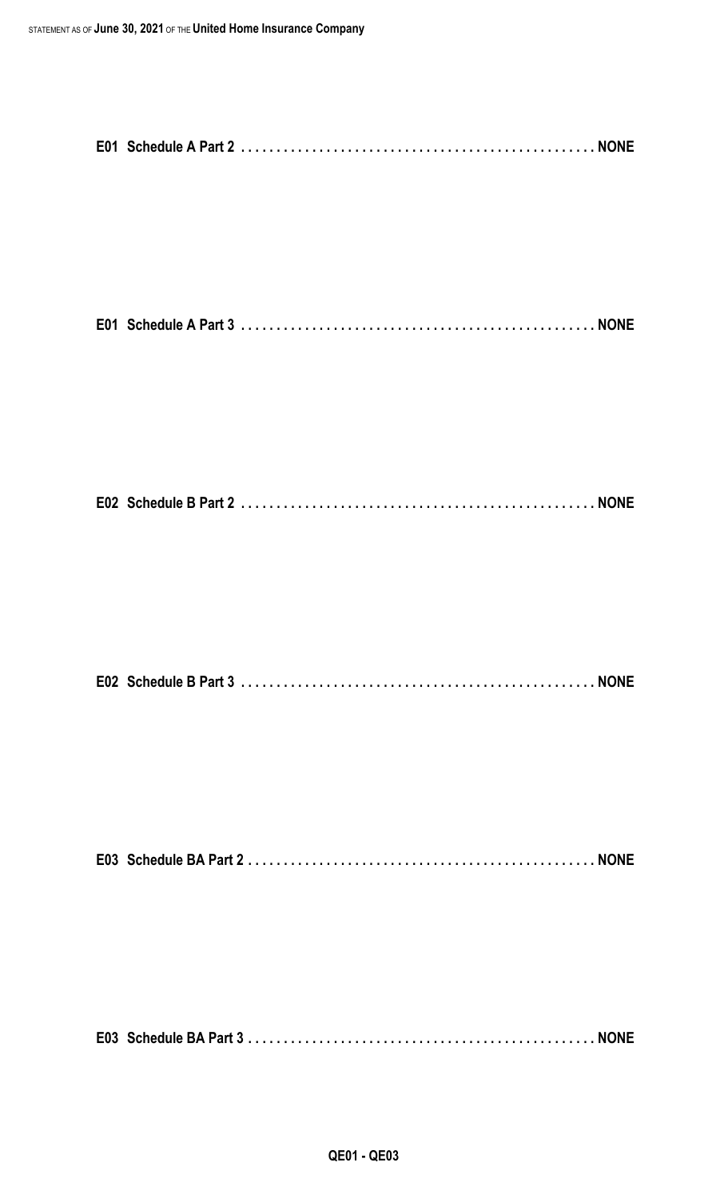**E01 Schedule A Part 2 . . . . . . . . . . . . . . . . . . . . . . . . . . . . . . . . . . . . . . . . . . . . . . . . . NONE**

**E01 Schedule A Part 3 . . . . . . . . . . . . . . . . . . . . . . . . . . . . . . . . . . . . . . . . . . . . . . . . . NONE**

**E02 Schedule B Part 2 . . . . . . . . . . . . . . . . . . . . . . . . . . . . . . . . . . . . . . . . . . . . . . . . . NONE**

**E02 Schedule B Part 3 . . . . . . . . . . . . . . . . . . . . . . . . . . . . . . . . . . . . . . . . . . . . . . . . . NONE**

**E03 Schedule BA Part 2 . . . . . . . . . . . . . . . . . . . . . . . . . . . . . . . . . . . . . . . . . . . . . . . . NONE**

**E03 Schedule BA Part 3 . . . . . . . . . . . . . . . . . . . . . . . . . . . . . . . . . . . . . . . . . . . . . . . . NONE**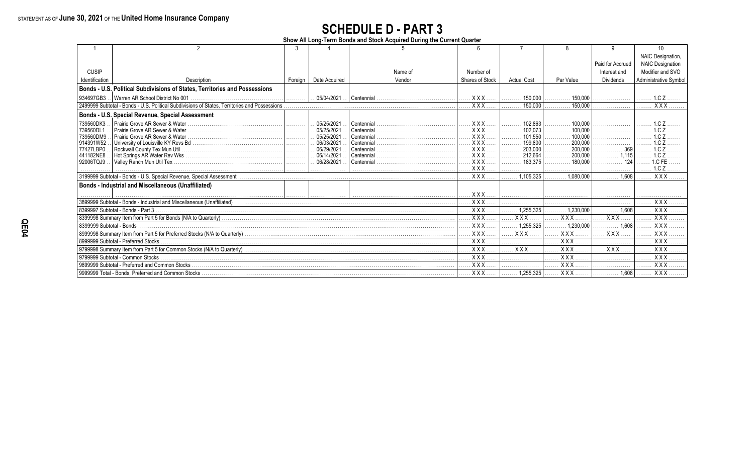STATEMENT AS OF **June 30, 2021** OF THE **United Home Insurance Company**

# SCHEDULE D - PART 3

**Show All Long-Term Bonds and Stock Acquired During the Current Quarter**

| 1 | 2 | 3 | 4 | 5 | 6 | 7 | 8 | 9 | 10 |
|---|---|---|---|---|---|---|---|---|---|
| CUSIP Identification | Description | Foreign | Date Acquired | Name of Vendor | Number of Shares of Stock | Actual Cost | Par Value | Paid for Accrued Interest and Dividends | NAIC Designation, NAIC Designation Modifier and SVO Administrative Symbol |
| **Bonds - U.S. Political Subdivisions of States, Territories and Possessions** | | | | | | | | | |
| 934697GB3 | Warren AR School District No 001 | | 05/04/2021 | Centennial | XXX | 150,000 | 150,000 | | 1.C Z |
| 2499999 Subtotal - Bonds - U.S. Political Subdivisions of States, Territories and Possessions | | | | | XXX | 150,000 | 150,000 | | XXX |
| **Bonds - U.S. Special Revenue, Special Assessment** | | | | | | | | | |
| 739560DK3 | Prairie Grove AR Sewer & Water | | 05/25/2021 | Centennial | XXX | 102,863 | 100,000 | | 1.C Z |
| 739560DL1 | Prairie Grove AR Sewer & Water | | 05/25/2021 | Centennial | XXX | 102,073 | 100,000 | | 1.C Z |
| 739560DM9 | Prairie Grove AR Sewer & Water | | 05/25/2021 | Centennial | XXX | 101,550 | 100,000 | | 1.C Z |
| 914391W52 | University of Louisville KY Revs Bd | | 06/03/2021 | Centennial | XXX | 199,800 | 200,000 | | 1.C Z |
| 77427LBP0 | Rockwall County Tex Mun Util | | 06/29/2021 | Centennial | XXX | 203,000 | 200,000 | 369 | 1.C Z |
| 441182NE8 | Hot Springs AR Water Rev Wks | | 06/14/2021 | Centennial | XXX | 212,664 | 200,000 | 1,115 | 1.C Z |
| 92006TQJ9 | Valley Ranch Mun Util Tex | | 06/28/2021 | Centennial | XXX | 183,375 | 180,000 | 124 | 1.C FE |
| | | | | | XXX | | | | 1.C Z |
| 3199999 Subtotal - Bonds - U.S. Special Revenue, Special Assessment | | | | | XXX | 1,105,325 | 1,080,000 | 1,608 | XXX |
| **Bonds - Industrial and Miscellaneous (Unaffiliated)** | | | | | | | | | |
| | | | | | XXX | | | | |
| 3899999 Subtotal - Bonds - Industrial and Miscellaneous (Unaffiliated) | | | | | XXX | | | | XXX |
| 8399997 Subtotal - Bonds - Part 3 | | | | | XXX | 1,255,325 | 1,230,000 | 1,608 | XXX |
| 8399998 Summary Item from Part 5 for Bonds (N/A to Quarterly) | | | | | XXX | XXX | XXX | XXX | XXX |
| 8399999 Subtotal - Bonds | | | | | XXX | 1,255,325 | 1,230,000 | 1,608 | XXX |
| 8999998 Summary Item from Part 5 for Preferred Stocks (N/A to Quarterly) | | | | | XXX | XXX | XXX | XXX | XXX |
| 8999999 Subtotal - Preferred Stocks | | | | | XXX | | XXX | | XXX |
| 9799998 Summary Item from Part 5 for Common Stocks (N/A to Quarterly) | | | | | XXX | XXX | XXX | XXX | XXX |
| 9799999 Subtotal - Common Stocks | | | | | XXX | | XXX | | XXX |
| 9899999 Subtotal - Preferred and Common Stocks | | | | | XXX | | XXX | | XXX |
| 9999999 Total - Bonds, Preferred and Common Stocks | | | | | XXX | 1,255,325 | XXX | 1,608 | XXX |

QE04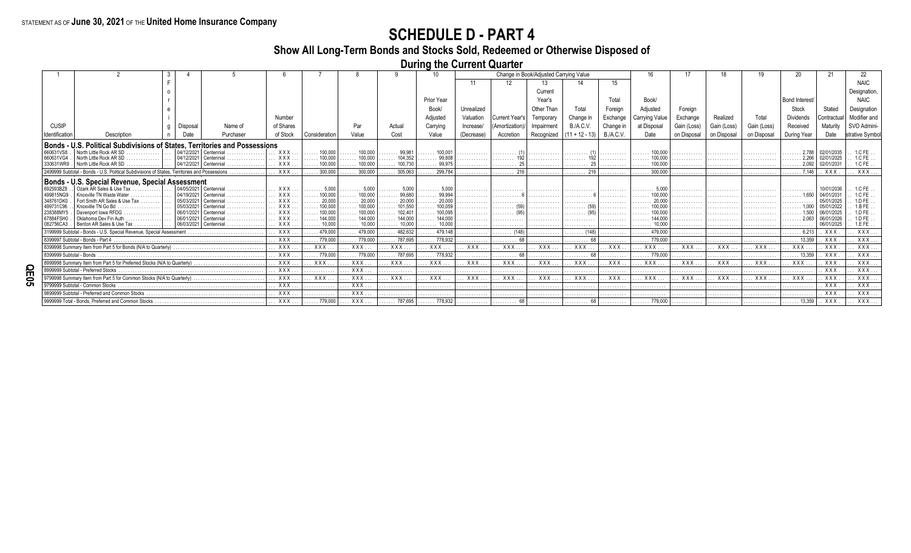STATEMENT AS OF **June 30, 2021** OF THE **United Home Insurance Company**

# SCHEDULE D - PART 4

## Show All Long-Term Bonds and Stocks Sold, Redeemed or Otherwise Disposed of During the Current Quarter

| 1 | 2 | 3 | 4 | 5 | 6 | 7 | 8 | 9 | 10 | Change in Book/Adjusted Carrying Value | | | | | 16 | 17 | 18 | 19 | 20 | 21 | 22 |
|---|---|---|---|---|---|---|---|---|---|---|---|---|---|---|---|---|---|---|---|---|---|
| | | | | | | | | | | 11 | 12 | 13 | 14 | 15 | | | | | | | |
| CUSIP Identification | Description | Foreign | Disposal Date | Name of Purchaser | Number of Shares of Stock | Consideration | Par Value | Actual Cost | Prior Year Book/ Adjusted Carrying Value | Unrealized Valuation Increase/ (Decrease) | Current Year's (Amortization)/ Accretion | Current Year's Other Than Temporary Impairment Recognized | Total Change in B./A.C.V. (11 + 12 - 13) | Total Foreign Exchange Change in B./A.C.V. | Book/ Adjusted Carrying Value at Disposal Date | Foreign Exchange Gain (Loss) on Disposal | Realized Gain (Loss) on Disposal | Total Gain (Loss) on Disposal | Bond Interest/ Stock Dividends Received During Year | Stated Contractual Maturity Date | NAIC Designation, NAIC Designation Modifier and SVO Administrative Symbol |
| **Bonds - U.S. Political Subdivisions of States, Territories and Possessions** | | | | | | | | | | | | | | | | | | | | | |
| 660631VS8 | North Little Rock AR SD | | 04/12/2021 | Centennial | XXX | 100,000 | 100,000 | 99,981 | 100,001 | | (1) | | (1) | | 100,000 | | | | 2,788 | 02/01/2035 | 1.C FE |
| 660631VG4 | North Little Rock AR SD | | 04/12/2021 | Centennial | XXX | 100,000 | 100,000 | 104,352 | 99,808 | | 192 | | 192 | | 100,000 | | | | 2,266 | 02/01/2025 | 1.C FE |
| 330631WR9 | North Little Rock AR SD | | 04/12/2021 | Centennial | XXX | 100,000 | 100,000 | 100,730 | 99,975 | | 25 | | 25 | | 100,000 | | | | 2,092 | 02/01/2031 | 1.C FE |
| 2499999 Subtotal - Bonds - U.S. Political Subdivisions of States, Territories and Possessions | | | | | XXX | 300,000 | 300,000 | 305,063 | 299,784 | | 216 | | 216 | | 300,000 | | | | 7,146 | XXX | XXX |
| **Bonds - U.S. Special Revenue, Special Assessment** | | | | | | | | | | | | | | | | | | | | | |
| 692593BZ8 | Ozark AR Sales & Use Tax | | 04/05/2021 | Centennial | XXX | 5,000 | 5,000 | 5,000 | 5,000 | | | | | | 5,000 | | | | | 10/01/2036 | 1.C FE |
| 499815NG9 | Knoxville TN Waste Water | | 04/19/2021 | Centennial | XXX | 100,000 | 100,000 | 99,680 | 99,994 | | 6 | | 6 | | 100,000 | | | | 1,650 | 04/01/2031 | 1.C FE |
| 348761DK0 | Fort Smith AR Sales & Use Tax | | 05/03/2021 | Centennial | XXX | 20,000 | 20,000 | 20,000 | 20,000 | | | | | | 20,000 | | | | | 05/01/2025 | 1.D FE |
| 499731C96 | Knoxville TN Go Bd | | 05/03/2021 | Centennial | XXX | 100,000 | 100,000 | 101,550 | 100,059 | | (59) | | (59) | | 100,000 | | | | 1,000 | 05/01/2022 | 1.B FE |
| 238388MY5 | Davenport Iowa RFDG | | 06/01/2021 | Centennial | XXX | 100,000 | 100,000 | 102,401 | 100,095 | | (95) | | (95) | | 100,000 | | | | 1,500 | 06/01/2025 | 1.D FE |
| 67884FSH0 | Oklahoma Dev Fin Auth | | 06/01/2021 | Centennial | XXX | 144,000 | 144,000 | 144,000 | 144,000 | | | | | | 144,000 | | | | 2,063 | 06/01/2026 | 1.D FE |
| 082756CA3 | Benton AR Sales & Use Tax | | 06/03/2021 | Centennial | XXX | 10,000 | 10,000 | 10,000 | 10,000 | | | | | | 10,000 | | | | | 06/01/2025 | 1.E FE |
| 3199999 Subtotal - Bonds - U.S. Special Revenue, Special Assessment | | | | | XXX | 479,000 | 479,000 | 482,632 | 479,148 | | (148) | | (148) | | 479,000 | | | | 6,213 | XXX | XXX |
| 8399997 Subtotal - Bonds - Part 4 | | | | | XXX | 779,000 | 779,000 | 787,695 | 778,932 | | 68 | | 68 | | 779,000 | | | | 13,359 | XXX | XXX |
| 8399998 Summary Item from Part 5 for Bonds (N/A to Quarterly) | | | | | XXX | XXX | XXX | XXX | XXX | XXX | XXX | XXX | XXX | XXX | XXX | XXX | XXX | XXX | XXX | XXX | XXX |
| 8399999 Subtotal - Bonds | | | | | XXX | 779,000 | 779,000 | 787,695 | 778,932 | | 68 | | 68 | | 779,000 | | | | 13,359 | XXX | XXX |
| 8999998 Summary Item from Part 5 for Preferred Stocks (N/A to Quarterly) | | | | | XXX | XXX | XXX | XXX | XXX | XXX | XXX | XXX | XXX | XXX | XXX | XXX | XXX | XXX | XXX | XXX | XXX |
| 8999999 Subtotal - Preferred Stocks | | | | | XXX | | XXX | | | | | | | | | | | | | XXX | XXX |
| 9799998 Summary Item from Part 5 for Common Stocks (N/A to Quarterly) | | | | | XXX | XXX | XXX | XXX | XXX | XXX | XXX | XXX | XXX | XXX | XXX | XXX | XXX | XXX | XXX | XXX | XXX |
| 9799999 Subtotal - Common Stocks | | | | | XXX | | XXX | | | | | | | | | | | | | XXX | XXX |
| 9899999 Subtotal - Preferred and Common Stocks | | | | | XXX | | XXX | | | | | | | | | | | | | XXX | XXX |
| 9999999 Total - Bonds, Preferred and Common Stocks | | | | | XXX | 779,000 | XXX | 787,695 | 778,932 | | 68 | | 68 | | 779,000 | | | | 13,359 | XXX | XXX |

QE05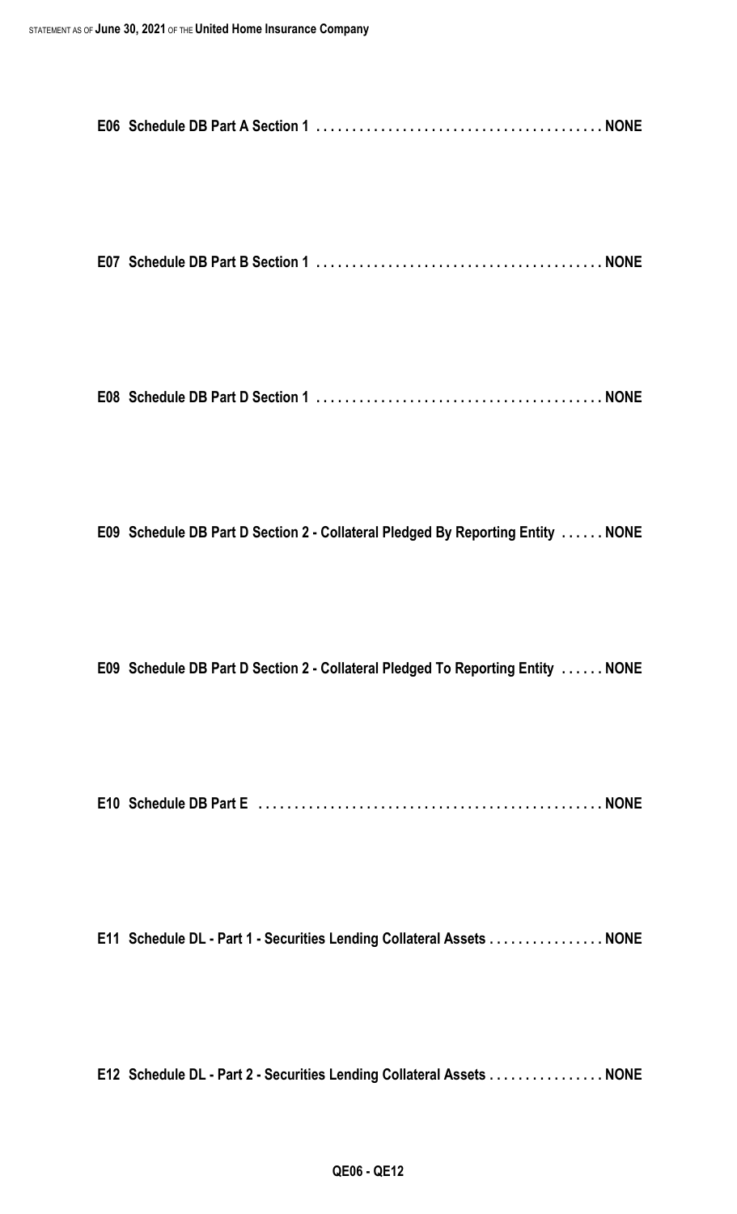**E06 Schedule DB Part A Section 1 . . . . . . . . . . . . . . . . . . . . . . . . . . . . . . . . . . . . . . . . NONE**

**E07 Schedule DB Part B Section 1 . . . . . . . . . . . . . . . . . . . . . . . . . . . . . . . . . . . . . . . . NONE**

**E08 Schedule DB Part D Section 1 . . . . . . . . . . . . . . . . . . . . . . . . . . . . . . . . . . . . . . . . NONE**

**E09 Schedule DB Part D Section 2 - Collateral Pledged By Reporting Entity . . . . . . NONE**

**E09 Schedule DB Part D Section 2 - Collateral Pledged To Reporting Entity . . . . . . NONE**

**E10 Schedule DB Part E . . . . . . . . . . . . . . . . . . . . . . . . . . . . . . . . . . . . . . . . . . . . . . . . NONE**

**E11 Schedule DL - Part 1 - Securities Lending Collateral Assets . . . . . . . . . . . . . . . . NONE**

**E12 Schedule DL - Part 2 - Securities Lending Collateral Assets . . . . . . . . . . . . . . . . NONE**

**QE06 - QE12**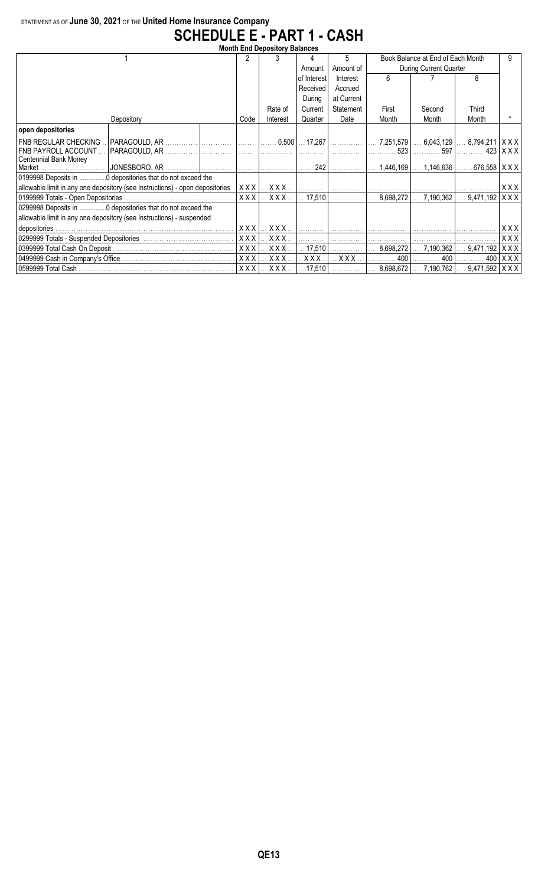STATEMENT AS OF **June 30, 2021** OF THE **United Home Insurance Company**

# SCHEDULE E - PART 1 - CASH

**Month End Depository Balances**

| 1 | | | 2 | 3 | 4 | 5 | Book Balance at End of Each Month During Current Quarter | | | 9 |
|---|---|---|---|---|---|---|---|---|---|---|
| | | | | | Amount of Interest Received During Current Quarter | Amount of Interest Accrued at Current Statement Date | 6 | 7 | 8 | |
| Depository | | | Code | Rate of Interest | | | First Month | Second Month | Third Month | * |
| **open depositories** | | | | | | | | | | |
| FNB REGULAR CHECKING | PARAGOULD, AR | | | 0.500 | 17,267 | | 7,251,579 | 6,043,129 | 8,794,211 | XXX |
| FNB PAYROLL ACCOUNT | PARAGOULD, AR | | | | | | 523 | 597 | 423 | XXX |
| Centennial Bank Money Market | JONESBORO, AR | | | | 242 | | 1,446,169 | 1,146,636 | 676,558 | XXX |
| 0199998 Deposits in ...............0 depositories that do not exceed the allowable limit in any one depository (see Instructions) - open depositories | | | XXX | XXX | | | | | | XXX |
| 0199999 Totals - Open Depositories | | | XXX | XXX | 17,510 | | 8,698,272 | 7,190,362 | 9,471,192 | XXX |
| 0299998 Deposits in ...............0 depositories that do not exceed the allowable limit in any one depository (see Instructions) - suspended depositories | | | XXX | XXX | | | | | | XXX |
| 0299999 Totals - Suspended Depositories | | | XXX | XXX | | | | | | XXX |
| 0399999 Total Cash On Deposit | | | XXX | XXX | 17,510 | | 8,698,272 | 7,190,362 | 9,471,192 | XXX |
| 0499999 Cash in Company's Office | | | XXX | XXX | XXX | XXX | 400 | 400 | 400 | XXX |
| 0599999 Total Cash | | | XXX | XXX | 17,510 | | 8,698,672 | 7,190,762 | 9,471,592 | XXX |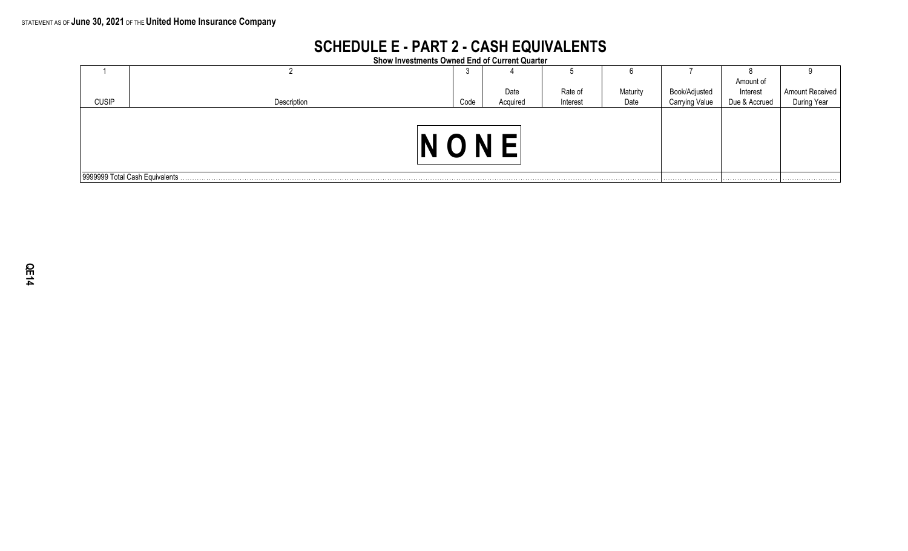STATEMENT AS OF **June 30, 2021** OF THE **United Home Insurance Company**

# SCHEDULE E - PART 2 - CASH EQUIVALENTS

**Show Investments Owned End of Current Quarter**

| 1 | 2 | 3 | 4 | 5 | 6 | 7 | 8 | 9 |
|---|---|---|---|---|---|---|---|---|
| CUSIP | Description | Code | Date Acquired | Rate of Interest | Maturity Date | Book/Adjusted Carrying Value | Amount of Interest Due & Accrued | Amount Received During Year |
| | **N O N E** | | | | | | | |
| 9999999 Total Cash Equivalents | | | | | | | | |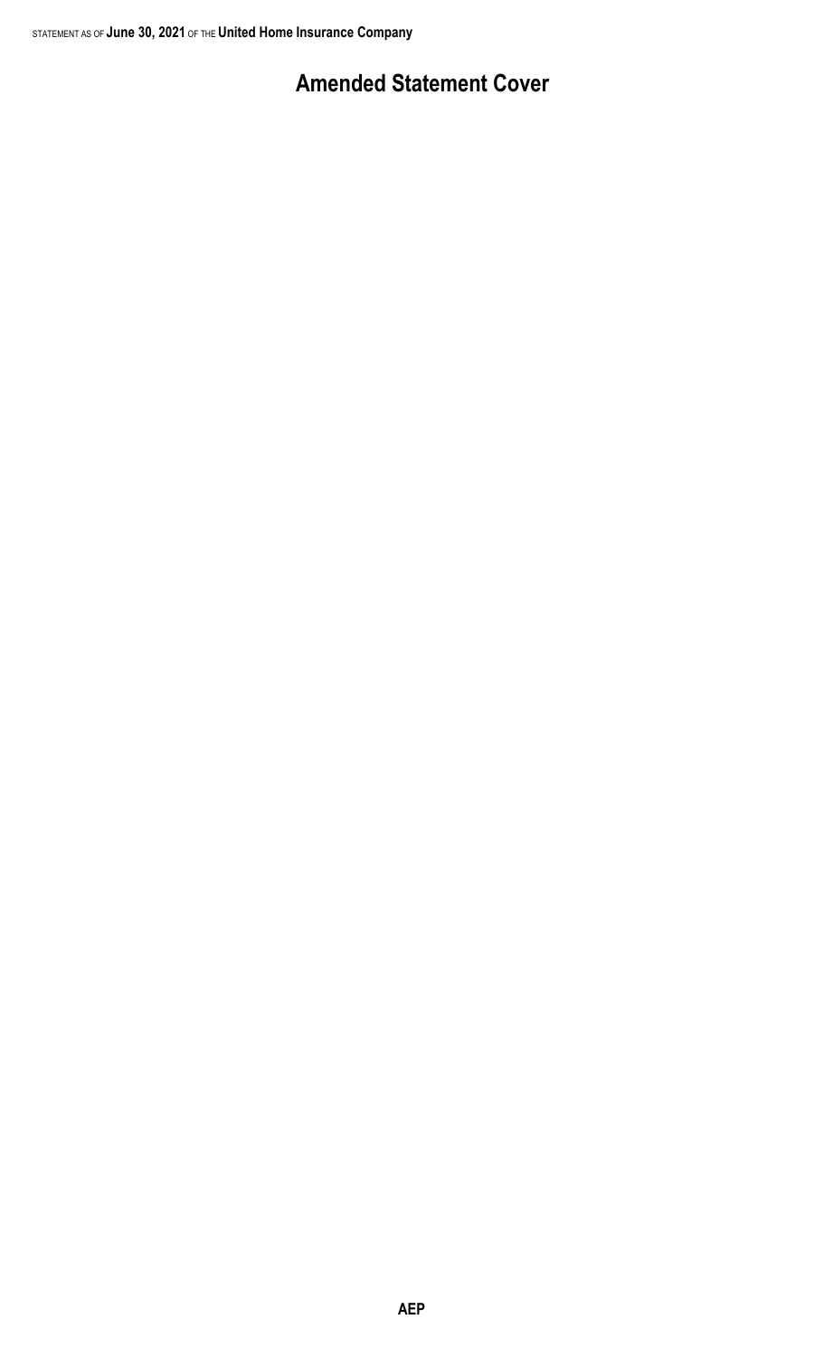# Amended Statement Cover

AEP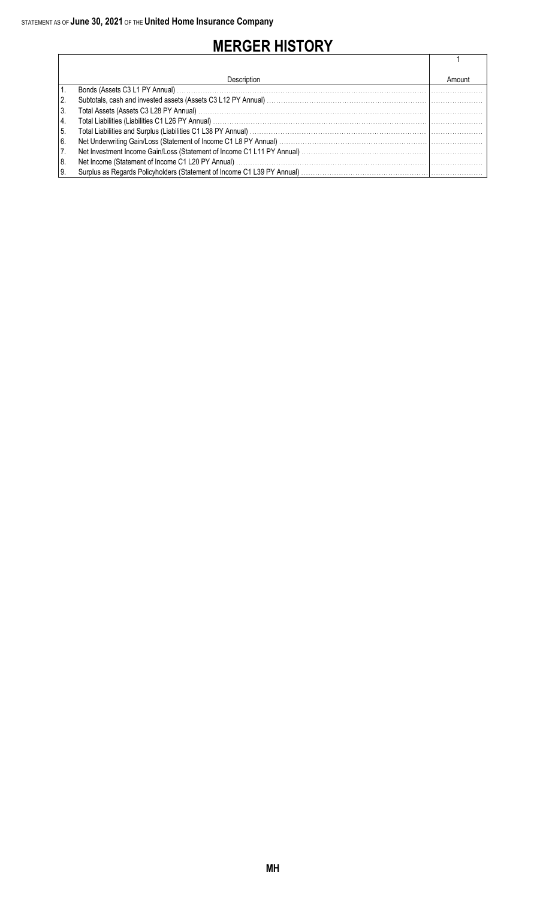# MERGER HISTORY

| | Description | 1<br>Amount |
|---|---|---|
| 1. | Bonds (Assets C3 L1 PY Annual) | |
| 2. | Subtotals, cash and invested assets (Assets C3 L12 PY Annual) | |
| 3. | Total Assets (Assets C3 L28 PY Annual) | |
| 4. | Total Liabilities (Liabilities C1 L26 PY Annual) | |
| 5. | Total Liabilities and Surplus (Liabilities C1 L38 PY Annual) | |
| 6. | Net Underwriting Gain/Loss (Statement of Income C1 L8 PY Annual) | |
| 7. | Net Investment Income Gain/Loss (Statement of Income C1 L11 PY Annual) | |
| 8. | Net Income (Statement of Income C1 L20 PY Annual) | |
| 9. | Surplus as Regards Policyholders (Statement of Income C1 L39 PY Annual) | |